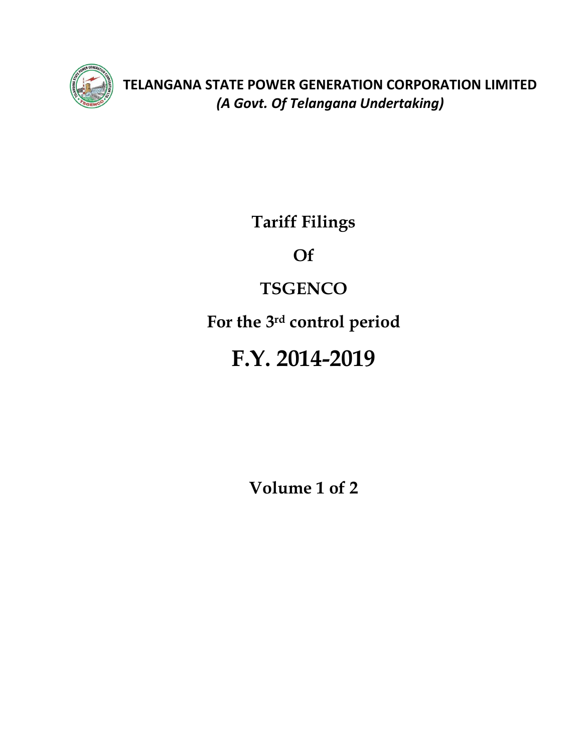**TELANGANA STATE POWER GENERATION CORPORATION LIMITED**

***(A Govt. Of Telangana Undertaking)***

# Tariff Filings

# Of

# TSGENCO

# For the 3rd control period

# F.Y. 2014-2019

## Volume 1 of 2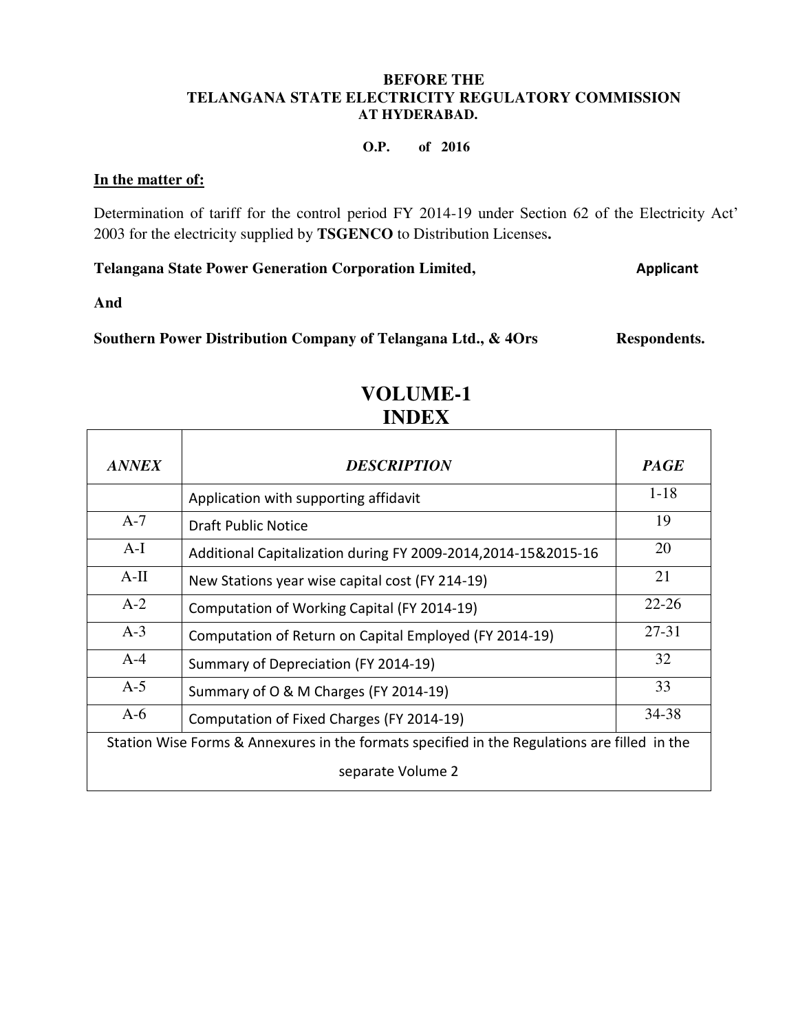**BEFORE THE**
**TELANGANA STATE ELECTRICITY REGULATORY COMMISSION**
**AT HYDERABAD.**

**O.P. of 2016**

**In the matter of:**

Determination of tariff for the control period FY 2014-19 under Section 62 of the Electricity Act' 2003 for the electricity supplied by **TSGENCO** to Distribution Licenses**.**

**Telangana State Power Generation Corporation Limited,** **Applicant**

**And**

**Southern Power Distribution Company of Telangana Ltd., & 4Ors** **Respondents.**

# VOLUME-1
# INDEX

| *ANNEX* | *DESCRIPTION* | *PAGE* |
|---|---|---|
| | Application with supporting affidavit | 1-18 |
| A-7 | Draft Public Notice | 19 |
| A-I | Additional Capitalization during FY 2009-2014,2014-15&2015-16 | 20 |
| A-II | New Stations year wise capital cost (FY 214-19) | 21 |
| A-2 | Computation of Working Capital (FY 2014-19) | 22-26 |
| A-3 | Computation of Return on Capital Employed (FY 2014-19) | 27-31 |
| A-4 | Summary of Depreciation (FY 2014-19) | 32 |
| A-5 | Summary of O & M Charges (FY 2014-19) | 33 |
| A-6 | Computation of Fixed Charges (FY 2014-19) | 34-38 |
| Station Wise Forms & Annexures in the formats specified in the Regulations are filled in the separate Volume 2 | | |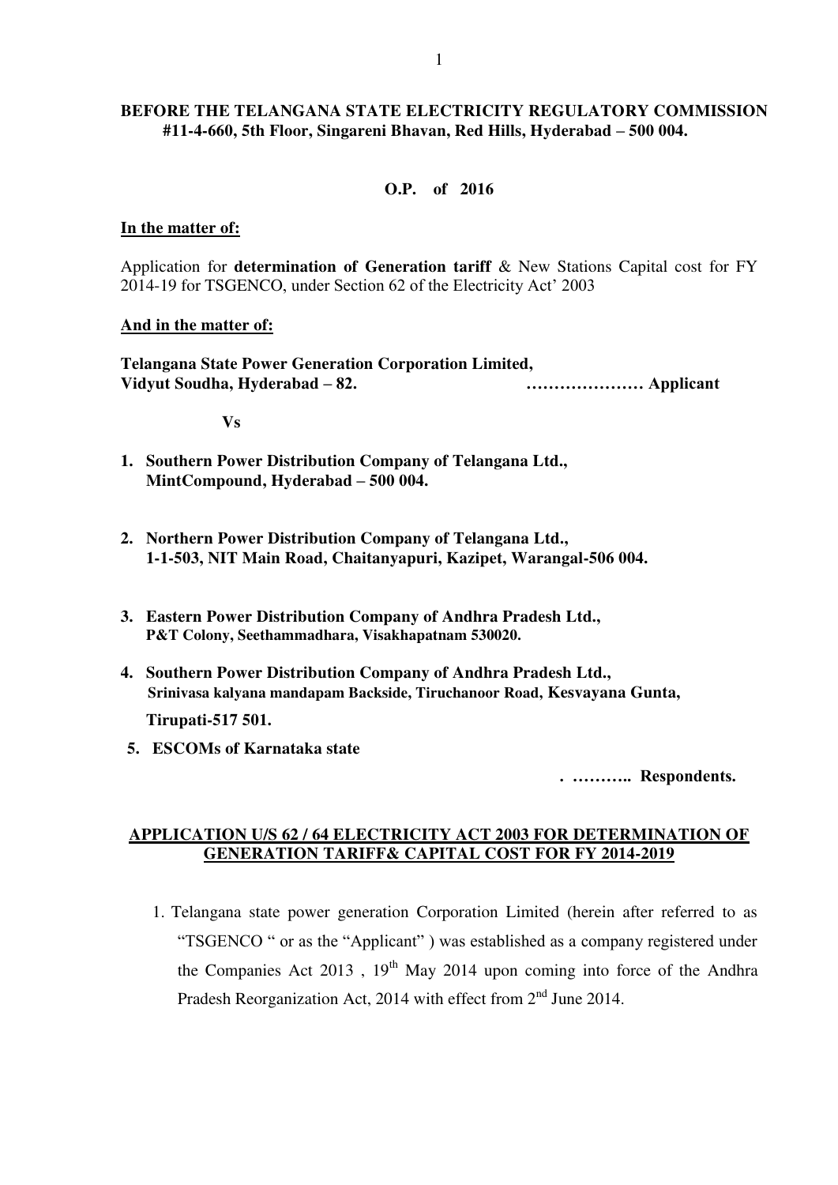**BEFORE THE TELANGANA STATE ELECTRICITY REGULATORY COMMISSION**
**#11-4-660, 5th Floor, Singareni Bhavan, Red Hills, Hyderabad – 500 004.**

**O.P. of 2016**

**In the matter of:**

Application for **determination of Generation tariff** & New Stations Capital cost for FY 2014-19 for TSGENCO, under Section 62 of the Electricity Act' 2003

**And in the matter of:**

**Telangana State Power Generation Corporation Limited,**
**Vidyut Soudha, Hyderabad – 82. ………………… Applicant**

**Vs**

1. **Southern Power Distribution Company of Telangana Ltd., MintCompound, Hyderabad – 500 004.**
2. **Northern Power Distribution Company of Telangana Ltd., 1-1-503, NIT Main Road, Chaitanyapuri, Kazipet, Warangal-506 004.**
3. **Eastern Power Distribution Company of Andhra Pradesh Ltd., P&T Colony, Seethammadhara, Visakhapatnam 530020.**
4. **Southern Power Distribution Company of Andhra Pradesh Ltd., Srinivasa kalyana mandapam Backside, Tiruchanoor Road, Kesvayana Gunta, Tirupati-517 501.**
5. **ESCOMs of Karnataka state**

**. ……….. Respondents.**

**APPLICATION U/S 62 / 64 ELECTRICITY ACT 2003 FOR DETERMINATION OF GENERATION TARIFF& CAPITAL COST FOR FY 2014-2019**

1. Telangana state power generation Corporation Limited (herein after referred to as "TSGENCO " or as the "Applicant" ) was established as a company registered under the Companies Act 2013 , 19th May 2014 upon coming into force of the Andhra Pradesh Reorganization Act, 2014 with effect from 2nd June 2014.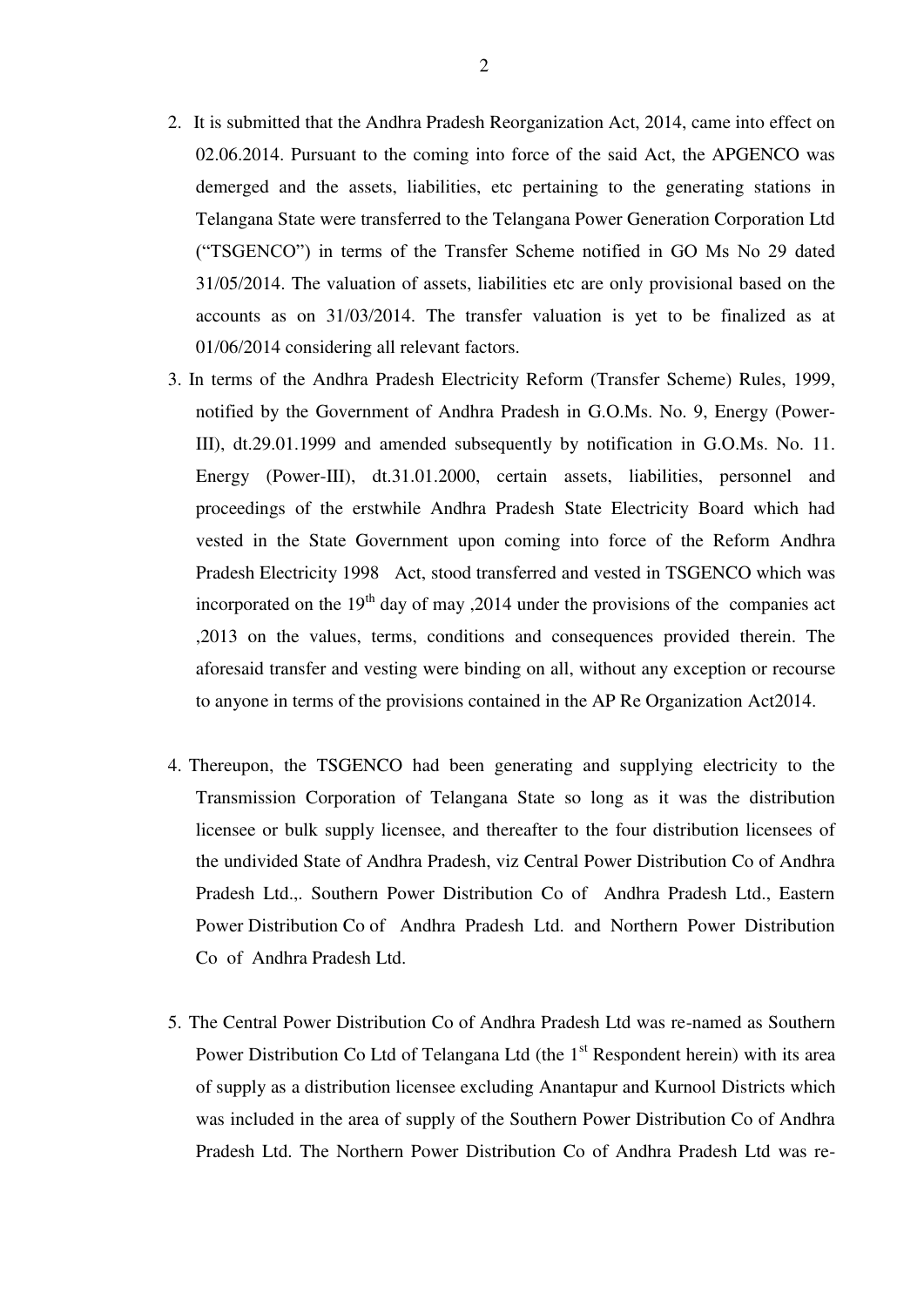2. It is submitted that the Andhra Pradesh Reorganization Act, 2014, came into effect on 02.06.2014. Pursuant to the coming into force of the said Act, the APGENCO was demerged and the assets, liabilities, etc pertaining to the generating stations in Telangana State were transferred to the Telangana Power Generation Corporation Ltd ("TSGENCO") in terms of the Transfer Scheme notified in GO Ms No 29 dated 31/05/2014. The valuation of assets, liabilities etc are only provisional based on the accounts as on 31/03/2014. The transfer valuation is yet to be finalized as at 01/06/2014 considering all relevant factors.

3. In terms of the Andhra Pradesh Electricity Reform (Transfer Scheme) Rules, 1999, notified by the Government of Andhra Pradesh in G.O.Ms. No. 9, Energy (Power-III), dt.29.01.1999 and amended subsequently by notification in G.O.Ms. No. 11. Energy (Power-III), dt.31.01.2000, certain assets, liabilities, personnel and proceedings of the erstwhile Andhra Pradesh State Electricity Board which had vested in the State Government upon coming into force of the Reform Andhra Pradesh Electricity 1998 Act, stood transferred and vested in TSGENCO which was incorporated on the 19th day of may ,2014 under the provisions of the companies act ,2013 on the values, terms, conditions and consequences provided therein. The aforesaid transfer and vesting were binding on all, without any exception or recourse to anyone in terms of the provisions contained in the AP Re Organization Act2014.

4. Thereupon, the TSGENCO had been generating and supplying electricity to the Transmission Corporation of Telangana State so long as it was the distribution licensee or bulk supply licensee, and thereafter to the four distribution licensees of the undivided State of Andhra Pradesh, viz Central Power Distribution Co of Andhra Pradesh Ltd.,. Southern Power Distribution Co of Andhra Pradesh Ltd., Eastern Power Distribution Co of Andhra Pradesh Ltd. and Northern Power Distribution Co of Andhra Pradesh Ltd.

5. The Central Power Distribution Co of Andhra Pradesh Ltd was re-named as Southern Power Distribution Co Ltd of Telangana Ltd (the 1st Respondent herein) with its area of supply as a distribution licensee excluding Anantapur and Kurnool Districts which was included in the area of supply of the Southern Power Distribution Co of Andhra Pradesh Ltd. The Northern Power Distribution Co of Andhra Pradesh Ltd was re-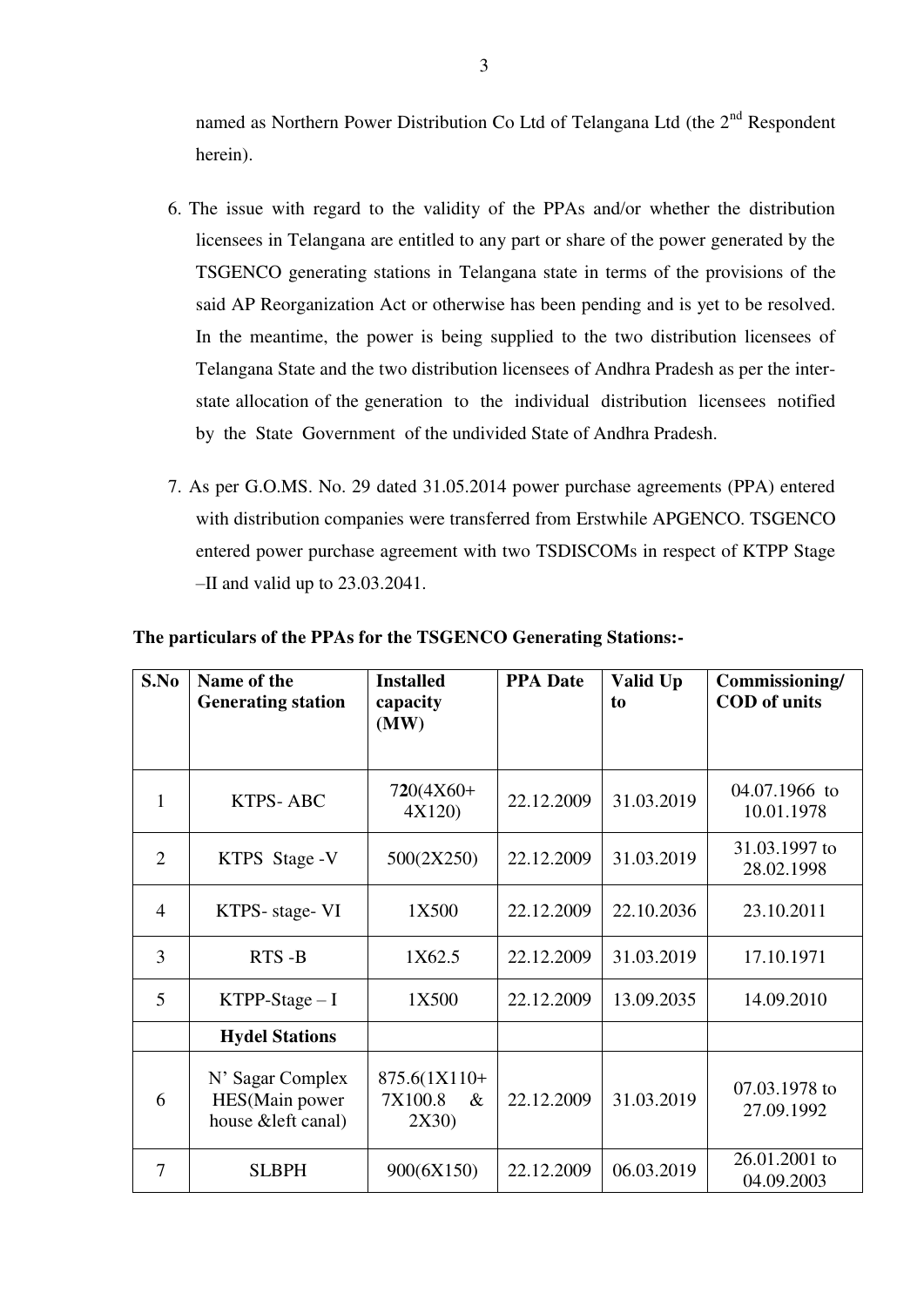named as Northern Power Distribution Co Ltd of Telangana Ltd (the 2nd Respondent herein).

6. The issue with regard to the validity of the PPAs and/or whether the distribution licensees in Telangana are entitled to any part or share of the power generated by the TSGENCO generating stations in Telangana state in terms of the provisions of the said AP Reorganization Act or otherwise has been pending and is yet to be resolved. In the meantime, the power is being supplied to the two distribution licensees of Telangana State and the two distribution licensees of Andhra Pradesh as per the inter-state allocation of the generation to the individual distribution licensees notified by the State Government of the undivided State of Andhra Pradesh.

7. As per G.O.MS. No. 29 dated 31.05.2014 power purchase agreements (PPA) entered with distribution companies were transferred from Erstwhile APGENCO. TSGENCO entered power purchase agreement with two TSDISCOMs in respect of KTPP Stage –II and valid up to 23.03.2041.

**The particulars of the PPAs for the TSGENCO Generating Stations:-**

| S.No | Name of the Generating station | Installed capacity (MW) | PPA Date | Valid Up to | Commissioning/ COD of units |
|---|---|---|---|---|---|
| 1 | KTPS- ABC | 720(4X60+ 4X120) | 22.12.2009 | 31.03.2019 | 04.07.1966 to 10.01.1978 |
| 2 | KTPS Stage -V | 500(2X250) | 22.12.2009 | 31.03.2019 | 31.03.1997 to 28.02.1998 |
| 4 | KTPS- stage- VI | 1X500 | 22.12.2009 | 22.10.2036 | 23.10.2011 |
| 3 | RTS -B | 1X62.5 | 22.12.2009 | 31.03.2019 | 17.10.1971 |
| 5 | KTPP-Stage – I | 1X500 | 22.12.2009 | 13.09.2035 | 14.09.2010 |
| | **Hydel Stations** | | | | |
| 6 | N' Sagar Complex HES(Main power house &left canal) | 875.6(1X110+ 7X100.8 & 2X30) | 22.12.2009 | 31.03.2019 | 07.03.1978 to 27.09.1992 |
| 7 | SLBPH | 900(6X150) | 22.12.2009 | 06.03.2019 | 26.01.2001 to 04.09.2003 |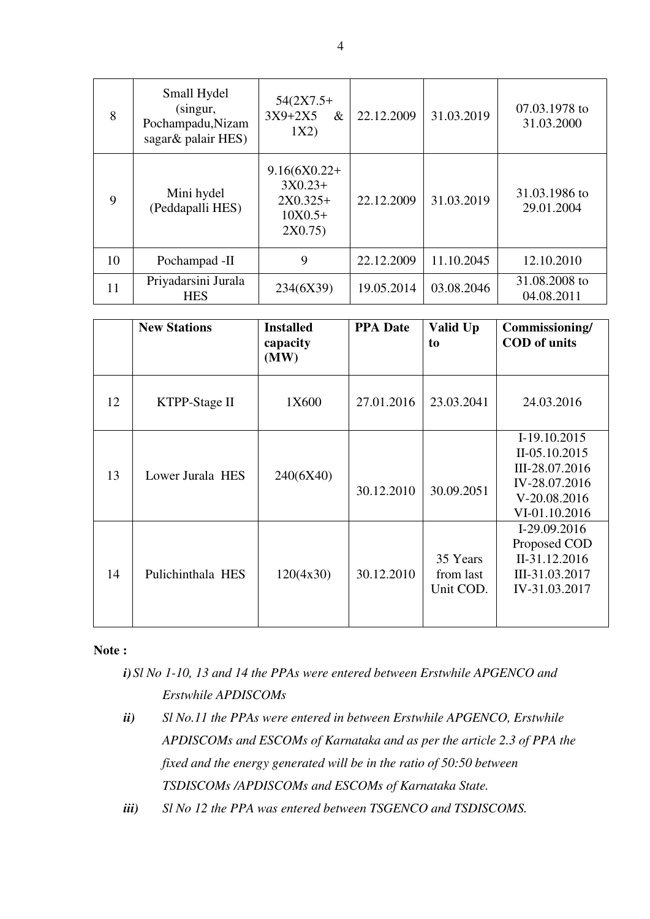| 8 | Small Hydel (singur, Pochampadu,Nizam sagar& palair HES) | 54(2X7.5+ 3X9+2X5 & 1X2) | 22.12.2009 | 31.03.2019 | 07.03.1978 to 31.03.2000 |
|---|---|---|---|---|---|
| 9 | Mini hydel (Peddapalli HES) | 9.16(6X0.22+ 3X0.23+ 2X0.325+ 10X0.5+ 2X0.75) | 22.12.2009 | 31.03.2019 | 31.03.1986 to 29.01.2004 |
| 10 | Pochampad -II | 9 | 22.12.2009 | 11.10.2045 | 12.10.2010 |
| 11 | Priyadarsini Jurala HES | 234(6X39) | 19.05.2014 | 03.08.2046 | 31.08.2008 to 04.08.2011 |

| | **New Stations** | **Installed capacity (MW)** | **PPA Date** | **Valid Up to** | **Commissioning/ COD of units** |
|---|---|---|---|---|---|
| 12 | KTPP-Stage II | 1X600 | 27.01.2016 | 23.03.2041 | 24.03.2016 |
| 13 | Lower Jurala HES | 240(6X40) | 30.12.2010 | 30.09.2051 | I-19.10.2015 II-05.10.2015 III-28.07.2016 IV-28.07.2016 V-20.08.2016 VI-01.10.2016 |
| 14 | Pulichinthala HES | 120(4x30) | 30.12.2010 | 35 Years from last Unit COD. | I-29.09.2016 Proposed COD II-31.12.2016 III-31.03.2017 IV-31.03.2017 |

**Note :**

*i) Sl No 1-10, 13 and 14 the PPAs were entered between Erstwhile APGENCO and Erstwhile APDISCOMs*

*ii) Sl No.11 the PPAs were entered in between Erstwhile APGENCO, Erstwhile APDISCOMs and ESCOMs of Karnataka and as per the article 2.3 of PPA the fixed and the energy generated will be in the ratio of 50:50 between TSDISCOMs /APDISCOMs and ESCOMs of Karnataka State.*

*iii) Sl No 12 the PPA was entered between TSGENCO and TSDISCOMS.*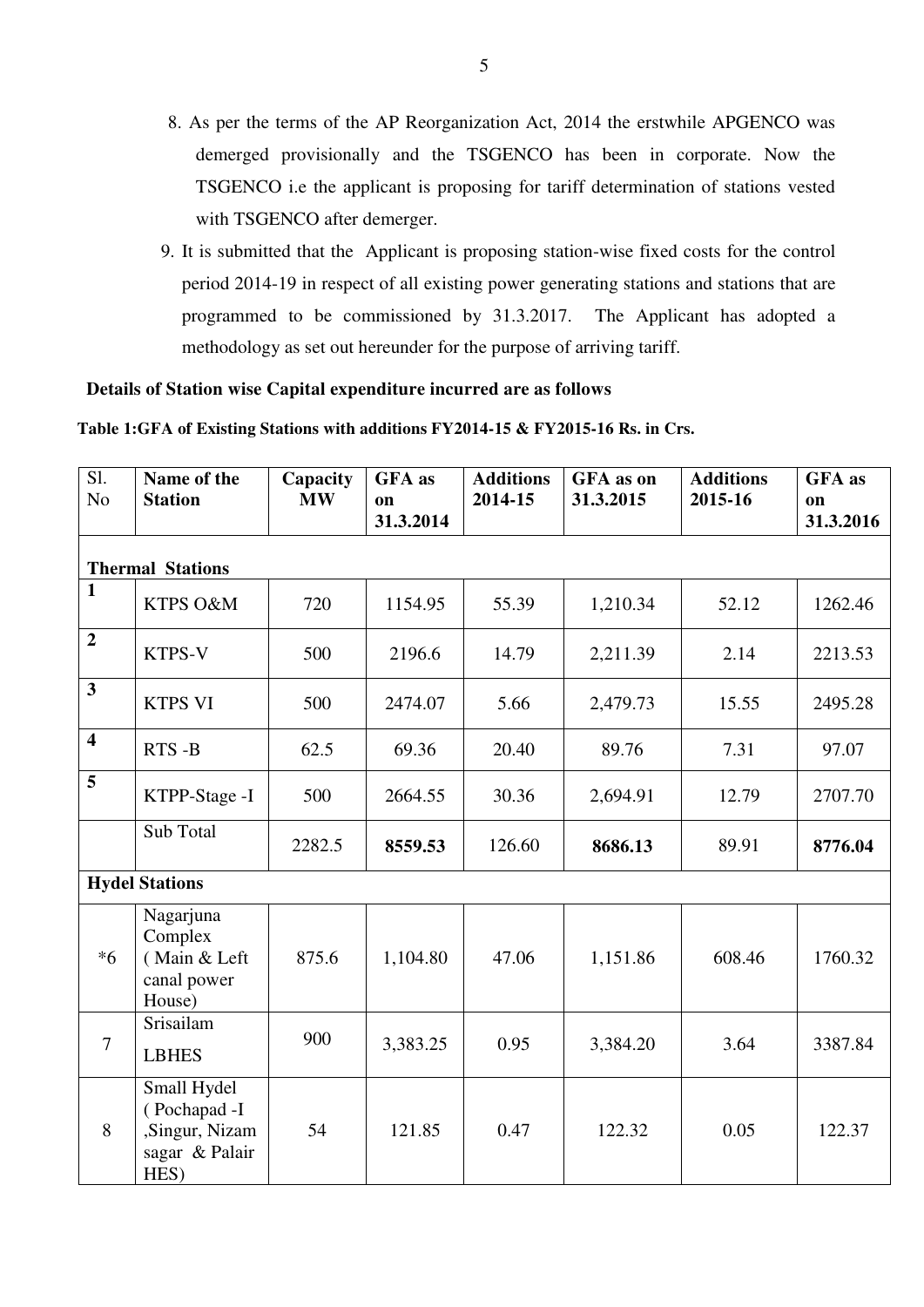8. As per the terms of the AP Reorganization Act, 2014 the erstwhile APGENCO was demerged provisionally and the TSGENCO has been in corporate. Now the TSGENCO i.e the applicant is proposing for tariff determination of stations vested with TSGENCO after demerger.
9. It is submitted that the Applicant is proposing station-wise fixed costs for the control period 2014-19 in respect of all existing power generating stations and stations that are programmed to be commissioned by 31.3.2017. The Applicant has adopted a methodology as set out hereunder for the purpose of arriving tariff.

**Details of Station wise Capital expenditure incurred are as follows**

**Table 1:GFA of Existing Stations with additions FY2014-15 & FY2015-16 Rs. in Crs.**

| Sl. No | Name of the Station | Capacity MW | GFA as on 31.3.2014 | Additions 2014-15 | GFA as on 31.3.2015 | Additions 2015-16 | GFA as on 31.3.2016 |
|---|---|---|---|---|---|---|---|
| **Thermal Stations** | | | | | | | |
| **1** | KTPS O&M | 720 | 1154.95 | 55.39 | 1,210.34 | 52.12 | 1262.46 |
| **2** | KTPS-V | 500 | 2196.6 | 14.79 | 2,211.39 | 2.14 | 2213.53 |
| **3** | KTPS VI | 500 | 2474.07 | 5.66 | 2,479.73 | 15.55 | 2495.28 |
| **4** | RTS -B | 62.5 | 69.36 | 20.40 | 89.76 | 7.31 | 97.07 |
| **5** | KTPP-Stage -I | 500 | 2664.55 | 30.36 | 2,694.91 | 12.79 | 2707.70 |
| | Sub Total | 2282.5 | **8559.53** | 126.60 | **8686.13** | 89.91 | **8776.04** |
| **Hydel Stations** | | | | | | | |
| *6 | Nagarjuna Complex ( Main & Left canal power House) | 875.6 | 1,104.80 | 47.06 | 1,151.86 | 608.46 | 1760.32 |
| 7 | Srisailam LBHES | 900 | 3,383.25 | 0.95 | 3,384.20 | 3.64 | 3387.84 |
| 8 | Small Hydel ( Pochapad -I ,Singur, Nizam sagar & Palair HES) | 54 | 121.85 | 0.47 | 122.32 | 0.05 | 122.37 |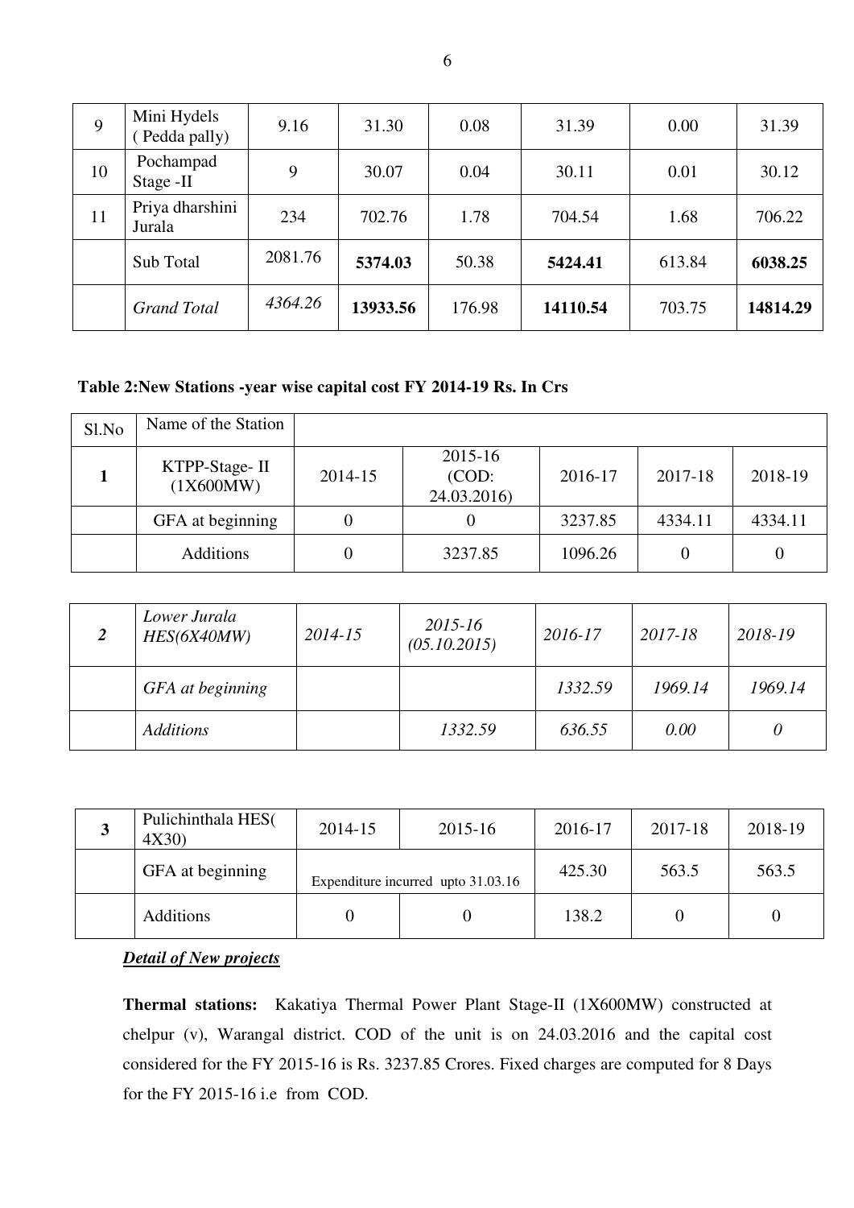| 9 | Mini Hydels ( Pedda pally) | 9.16 | 31.30 | 0.08 | 31.39 | 0.00 | 31.39 |
|---|---|---|---|---|---|---|---|
| 10 | Pochampad Stage -II | 9 | 30.07 | 0.04 | 30.11 | 0.01 | 30.12 |
| 11 | Priya dharshini Jurala | 234 | 702.76 | 1.78 | 704.54 | 1.68 | 706.22 |
| | Sub Total | 2081.76 | **5374.03** | 50.38 | **5424.41** | 613.84 | **6038.25** |
| | *Grand Total* | *4364.26* | **13933.56** | 176.98 | **14110.54** | 703.75 | **14814.29** |

**Table 2:New Stations -year wise capital cost FY 2014-19 Rs. In Crs**

| Sl.No | Name of the Station | | | | | |
|---|---|---|---|---|---|---|
| **1** | KTPP-Stage- II (1X600MW) | 2014-15 | 2015-16 (COD: 24.03.2016) | 2016-17 | 2017-18 | 2018-19 |
| | GFA at beginning | 0 | 0 | 3237.85 | 4334.11 | 4334.11 |
| | Additions | 0 | 3237.85 | 1096.26 | 0 | 0 |

| ***2*** | *Lower Jurala HES(6X40MW)* | *2014-15* | *2015-16 (05.10.2015)* | *2016-17* | *2017-18* | *2018-19* |
|---|---|---|---|---|---|---|
| | *GFA at beginning* | | | *1332.59* | *1969.14* | *1969.14* |
| | *Additions* | | *1332.59* | *636.55* | *0.00* | *0* |

| **3** | Pulichinthala HES( 4X30) | 2014-15 | 2015-16 | 2016-17 | 2017-18 | 2018-19 |
|---|---|---|---|---|---|---|
| | GFA at beginning | Expenditure incurred upto 31.03.16 | | 425.30 | 563.5 | 563.5 |
| | Additions | 0 | 0 | 138.2 | 0 | 0 |

***Detail of New projects***

**Thermal stations:** Kakatiya Thermal Power Plant Stage-II (1X600MW) constructed at chelpur (v), Warangal district. COD of the unit is on 24.03.2016 and the capital cost considered for the FY 2015-16 is Rs. 3237.85 Crores. Fixed charges are computed for 8 Days for the FY 2015-16 i.e from COD.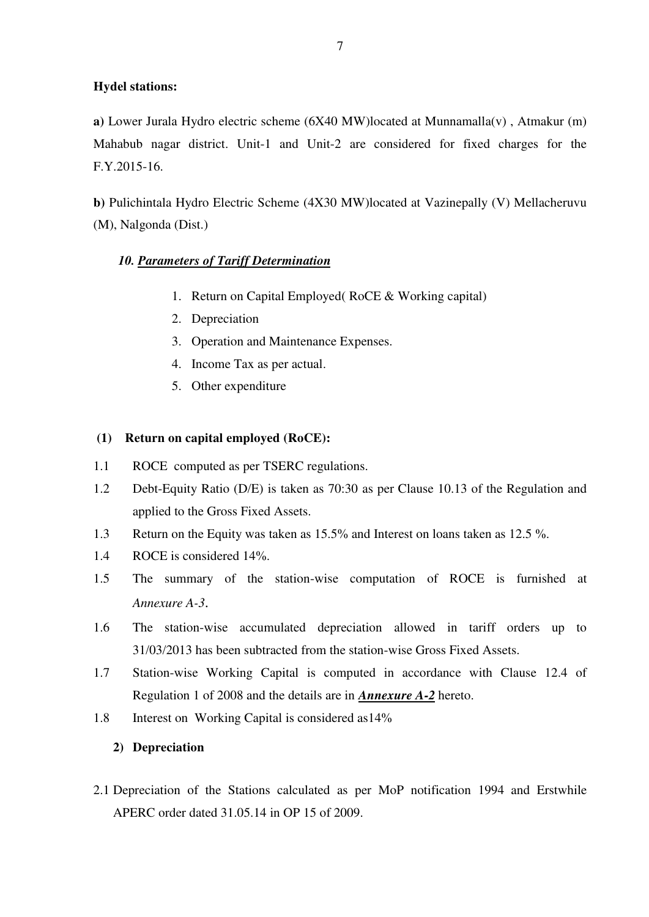**Hydel stations:**

**a)** Lower Jurala Hydro electric scheme (6X40 MW)located at Munnamalla(v) , Atmakur (m) Mahabub nagar district. Unit-1 and Unit-2 are considered for fixed charges for the F.Y.2015-16.

**b)** Pulichintala Hydro Electric Scheme (4X30 MW)located at Vazinepally (V) Mellacheruvu (M), Nalgonda (Dist.)

### *10. Parameters of Tariff Determination*

1. Return on Capital Employed( RoCE & Working capital)
2. Depreciation
3. Operation and Maintenance Expenses.
4. Income Tax as per actual.
5. Other expenditure

**(1) Return on capital employed (RoCE):**

1.1 ROCE computed as per TSERC regulations.

1.2 Debt-Equity Ratio (D/E) is taken as 70:30 as per Clause 10.13 of the Regulation and applied to the Gross Fixed Assets.

1.3 Return on the Equity was taken as 15.5% and Interest on loans taken as 12.5 %.

1.4 ROCE is considered 14%.

1.5 The summary of the station-wise computation of ROCE is furnished at *Annexure A-3*.

1.6 The station-wise accumulated depreciation allowed in tariff orders up to 31/03/2013 has been subtracted from the station-wise Gross Fixed Assets.

1.7 Station-wise Working Capital is computed in accordance with Clause 12.4 of Regulation 1 of 2008 and the details are in ***Annexure A-2*** hereto.

1.8 Interest on Working Capital is considered as14%

**2) Depreciation**

2.1 Depreciation of the Stations calculated as per MoP notification 1994 and Erstwhile APERC order dated 31.05.14 in OP 15 of 2009.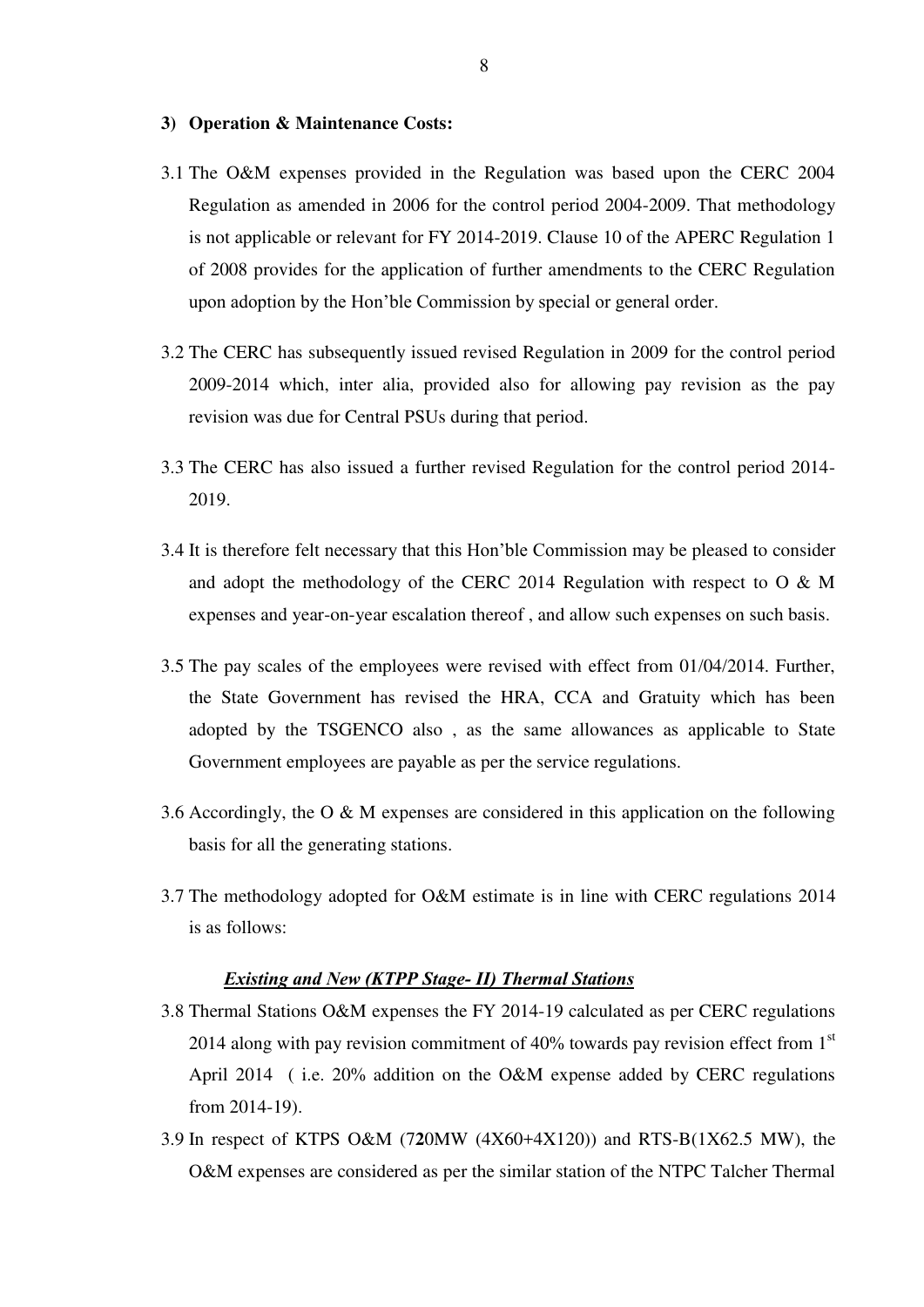### 3) Operation & Maintenance Costs:

3.1 The O&M expenses provided in the Regulation was based upon the CERC 2004 Regulation as amended in 2006 for the control period 2004-2009. That methodology is not applicable or relevant for FY 2014-2019. Clause 10 of the APERC Regulation 1 of 2008 provides for the application of further amendments to the CERC Regulation upon adoption by the Hon'ble Commission by special or general order.

3.2 The CERC has subsequently issued revised Regulation in 2009 for the control period 2009-2014 which, inter alia, provided also for allowing pay revision as the pay revision was due for Central PSUs during that period.

3.3 The CERC has also issued a further revised Regulation for the control period 2014-2019.

3.4 It is therefore felt necessary that this Hon'ble Commission may be pleased to consider and adopt the methodology of the CERC 2014 Regulation with respect to O & M expenses and year-on-year escalation thereof , and allow such expenses on such basis.

3.5 The pay scales of the employees were revised with effect from 01/04/2014. Further, the State Government has revised the HRA, CCA and Gratuity which has been adopted by the TSGENCO also , as the same allowances as applicable to State Government employees are payable as per the service regulations.

3.6 Accordingly, the O & M expenses are considered in this application on the following basis for all the generating stations.

3.7 The methodology adopted for O&M estimate is in line with CERC regulations 2014 is as follows:

***Existing and New (KTPP Stage- II) Thermal Stations***

3.8 Thermal Stations O&M expenses the FY 2014-19 calculated as per CERC regulations 2014 along with pay revision commitment of 40% towards pay revision effect from 1st April 2014 ( i.e. 20% addition on the O&M expense added by CERC regulations from 2014-19).

3.9 In respect of KTPS O&M (720MW (4X60+4X120)) and RTS-B(1X62.5 MW), the O&M expenses are considered as per the similar station of the NTPC Talcher Thermal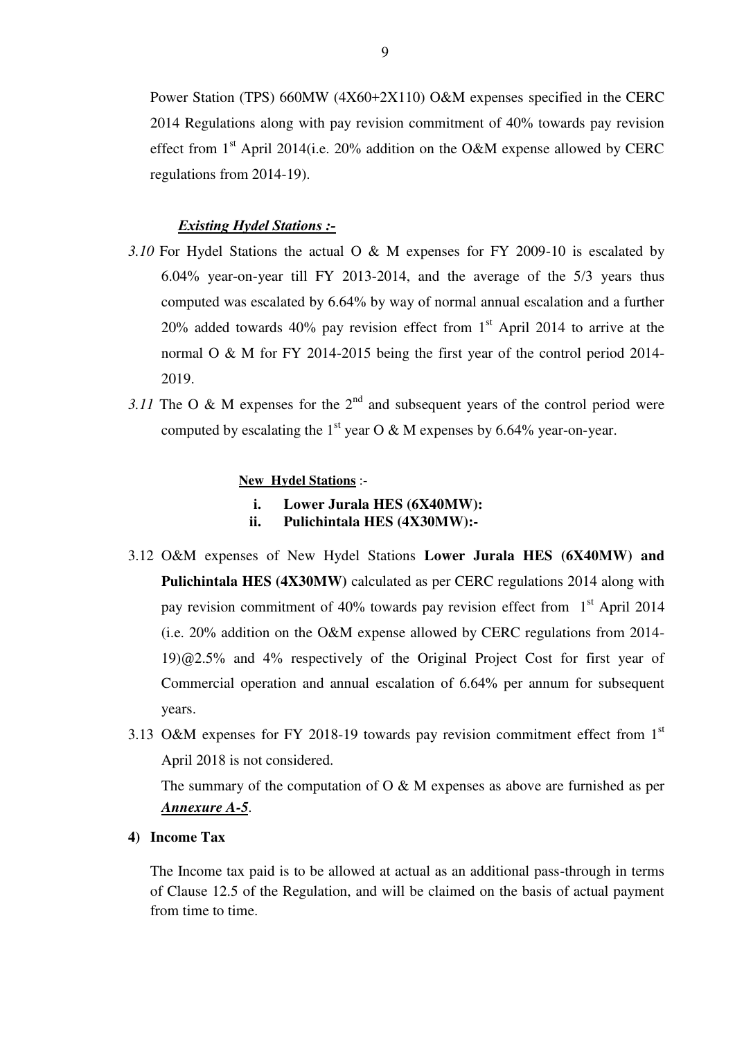Power Station (TPS) 660MW (4X60+2X110) O&M expenses specified in the CERC 2014 Regulations along with pay revision commitment of 40% towards pay revision effect from 1st April 2014(i.e. 20% addition on the O&M expense allowed by CERC regulations from 2014-19).

***Existing Hydel Stations :-***

*3.10* For Hydel Stations the actual O & M expenses for FY 2009-10 is escalated by 6.04% year-on-year till FY 2013-2014, and the average of the 5/3 years thus computed was escalated by 6.64% by way of normal annual escalation and a further 20% added towards 40% pay revision effect from 1st April 2014 to arrive at the normal O & M for FY 2014-2015 being the first year of the control period 2014-2019.

*3.11* The O & M expenses for the 2nd and subsequent years of the control period were computed by escalating the 1st year O & M expenses by 6.64% year-on-year.

**New Hydel Stations** :-

i. **Lower Jurala HES (6X40MW):**
ii. **Pulichintala HES (4X30MW):-**

3.12 O&M expenses of New Hydel Stations **Lower Jurala HES (6X40MW) and Pulichintala HES (4X30MW)** calculated as per CERC regulations 2014 along with pay revision commitment of 40% towards pay revision effect from 1st April 2014 (i.e. 20% addition on the O&M expense allowed by CERC regulations from 2014-19)@2.5% and 4% respectively of the Original Project Cost for first year of Commercial operation and annual escalation of 6.64% per annum for subsequent years.

3.13 O&M expenses for FY 2018-19 towards pay revision commitment effect from 1st April 2018 is not considered.

The summary of the computation of O & M expenses as above are furnished as per ***Annexure A-5***.

**4) Income Tax**

The Income tax paid is to be allowed at actual as an additional pass-through in terms of Clause 12.5 of the Regulation, and will be claimed on the basis of actual payment from time to time.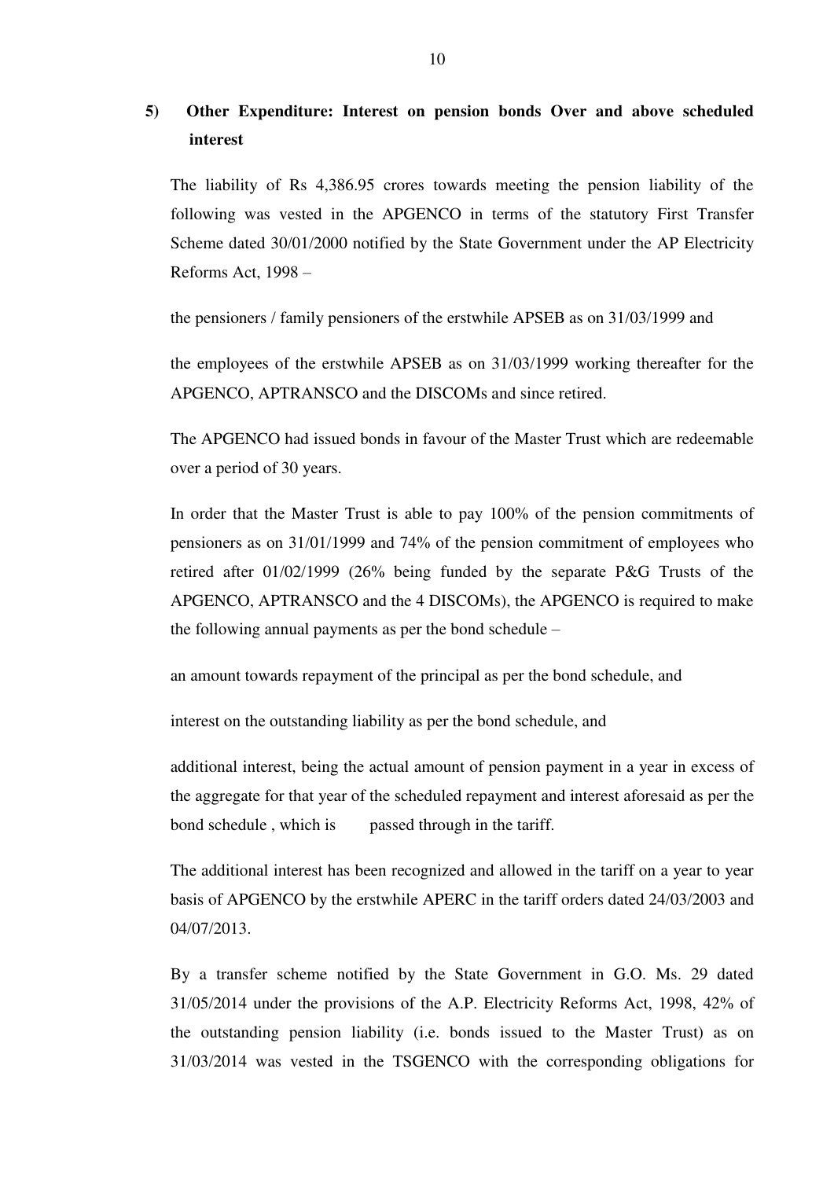**5) Other Expenditure: Interest on pension bonds Over and above scheduled interest**

The liability of Rs 4,386.95 crores towards meeting the pension liability of the following was vested in the APGENCO in terms of the statutory First Transfer Scheme dated 30/01/2000 notified by the State Government under the AP Electricity Reforms Act, 1998 –

the pensioners / family pensioners of the erstwhile APSEB as on 31/03/1999 and

the employees of the erstwhile APSEB as on 31/03/1999 working thereafter for the APGENCO, APTRANSCO and the DISCOMs and since retired.

The APGENCO had issued bonds in favour of the Master Trust which are redeemable over a period of 30 years.

In order that the Master Trust is able to pay 100% of the pension commitments of pensioners as on 31/01/1999 and 74% of the pension commitment of employees who retired after 01/02/1999 (26% being funded by the separate P&G Trusts of the APGENCO, APTRANSCO and the 4 DISCOMs), the APGENCO is required to make the following annual payments as per the bond schedule –

an amount towards repayment of the principal as per the bond schedule, and

interest on the outstanding liability as per the bond schedule, and

additional interest, being the actual amount of pension payment in a year in excess of the aggregate for that year of the scheduled repayment and interest aforesaid as per the bond schedule , which is passed through in the tariff.

The additional interest has been recognized and allowed in the tariff on a year to year basis of APGENCO by the erstwhile APERC in the tariff orders dated 24/03/2003 and 04/07/2013.

By a transfer scheme notified by the State Government in G.O. Ms. 29 dated 31/05/2014 under the provisions of the A.P. Electricity Reforms Act, 1998, 42% of the outstanding pension liability (i.e. bonds issued to the Master Trust) as on 31/03/2014 was vested in the TSGENCO with the corresponding obligations for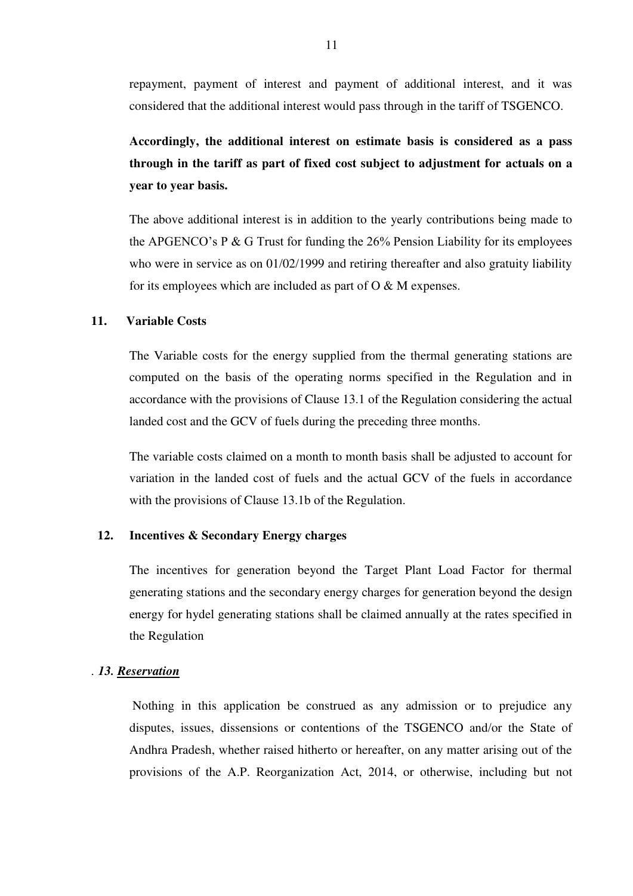repayment, payment of interest and payment of additional interest, and it was considered that the additional interest would pass through in the tariff of TSGENCO.

**Accordingly, the additional interest on estimate basis is considered as a pass through in the tariff as part of fixed cost subject to adjustment for actuals on a year to year basis.**

The above additional interest is in addition to the yearly contributions being made to the APGENCO's P & G Trust for funding the 26% Pension Liability for its employees who were in service as on 01/02/1999 and retiring thereafter and also gratuity liability for its employees which are included as part of O & M expenses.

**11. Variable Costs**

The Variable costs for the energy supplied from the thermal generating stations are computed on the basis of the operating norms specified in the Regulation and in accordance with the provisions of Clause 13.1 of the Regulation considering the actual landed cost and the GCV of fuels during the preceding three months.

The variable costs claimed on a month to month basis shall be adjusted to account for variation in the landed cost of fuels and the actual GCV of the fuels in accordance with the provisions of Clause 13.1b of the Regulation.

**12. Incentives & Secondary Energy charges**

The incentives for generation beyond the Target Plant Load Factor for thermal generating stations and the secondary energy charges for generation beyond the design energy for hydel generating stations shall be claimed annually at the rates specified in the Regulation

. ***13. <u>Reservation</u>***

Nothing in this application be construed as any admission or to prejudice any disputes, issues, dissensions or contentions of the TSGENCO and/or the State of Andhra Pradesh, whether raised hitherto or hereafter, on any matter arising out of the provisions of the A.P. Reorganization Act, 2014, or otherwise, including but not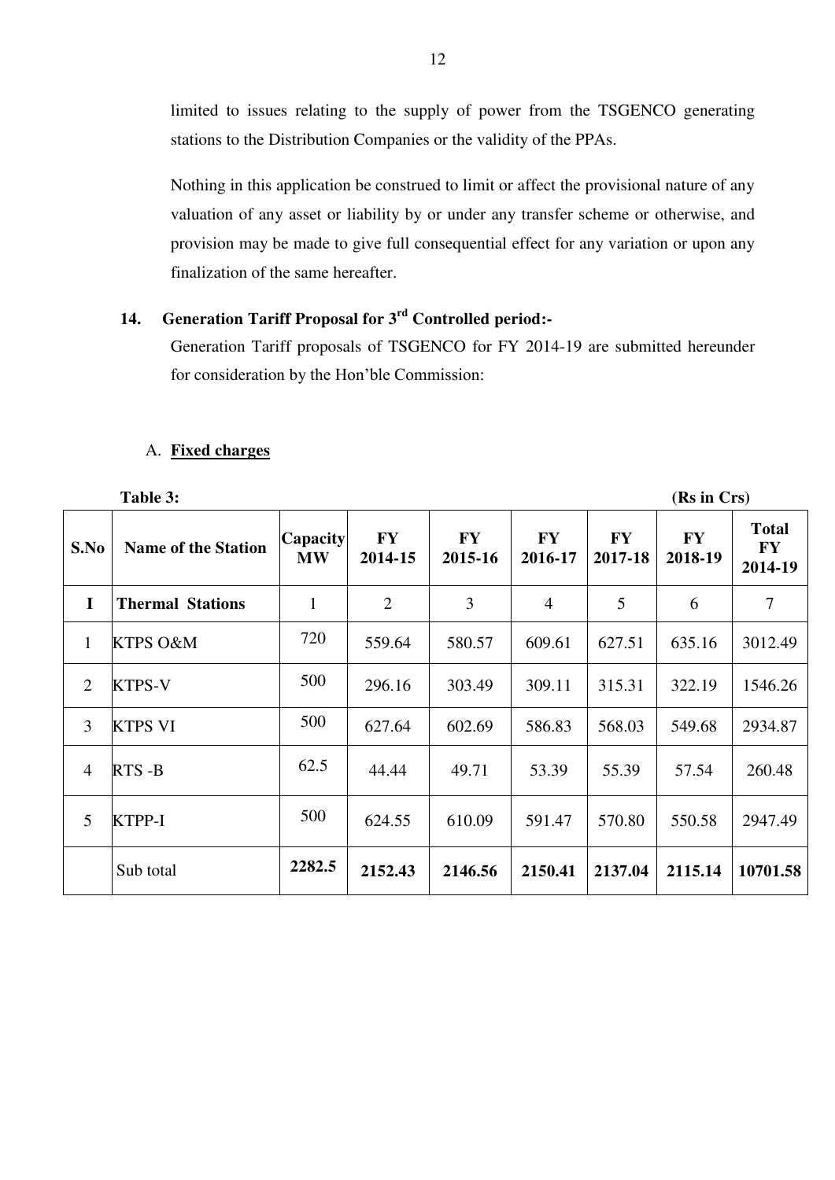limited to issues relating to the supply of power from the TSGENCO generating stations to the Distribution Companies or the validity of the PPAs.

Nothing in this application be construed to limit or affect the provisional nature of any valuation of any asset or liability by or under any transfer scheme or otherwise, and provision may be made to give full consequential effect for any variation or upon any finalization of the same hereafter.

## 14. Generation Tariff Proposal for 3rd Controlled period:-

Generation Tariff proposals of TSGENCO for FY 2014-19 are submitted hereunder for consideration by the Hon'ble Commission:

### A. Fixed charges

**Table 3:** **(Rs in Crs)**

| S.No | Name of the Station | Capacity MW | FY 2014-15 | FY 2015-16 | FY 2016-17 | FY 2017-18 | FY 2018-19 | Total FY 2014-19 |
|---|---|---|---|---|---|---|---|---|
| **I** | **Thermal Stations** | 1 | 2 | 3 | 4 | 5 | 6 | 7 |
| 1 | KTPS O&M | 720 | 559.64 | 580.57 | 609.61 | 627.51 | 635.16 | 3012.49 |
| 2 | KTPS-V | 500 | 296.16 | 303.49 | 309.11 | 315.31 | 322.19 | 1546.26 |
| 3 | KTPS VI | 500 | 627.64 | 602.69 | 586.83 | 568.03 | 549.68 | 2934.87 |
| 4 | RTS -B | 62.5 | 44.44 | 49.71 | 53.39 | 55.39 | 57.54 | 260.48 |
| 5 | KTPP-I | 500 | 624.55 | 610.09 | 591.47 | 570.80 | 550.58 | 2947.49 |
| | Sub total | **2282.5** | **2152.43** | **2146.56** | **2150.41** | **2137.04** | **2115.14** | **10701.58** |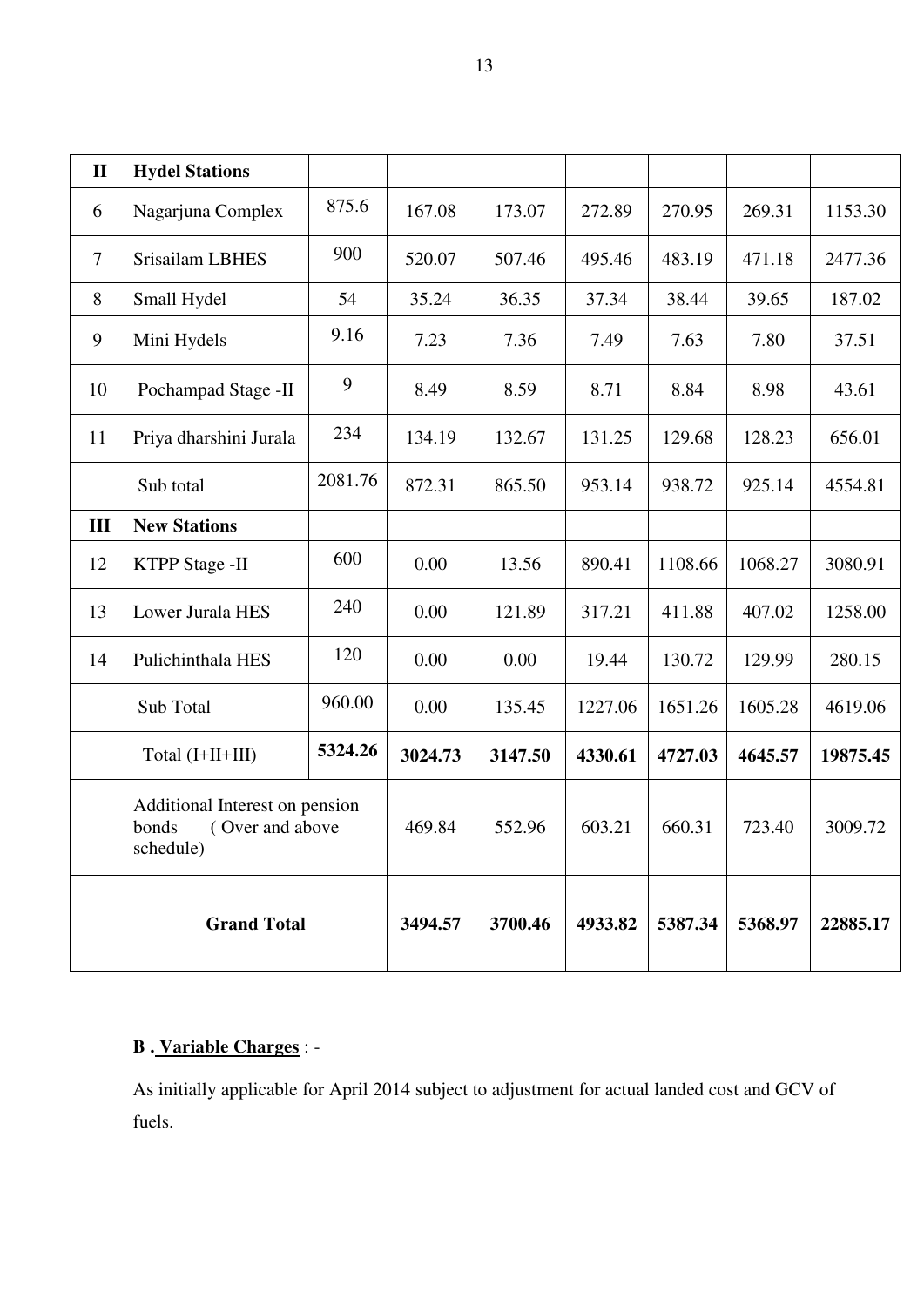| II | Hydel Stations | | | | | | | |
|---|---|---|---|---|---|---|---|---|
| 6 | Nagarjuna Complex | 875.6 | 167.08 | 173.07 | 272.89 | 270.95 | 269.31 | 1153.30 |
| 7 | Srisailam LBHES | 900 | 520.07 | 507.46 | 495.46 | 483.19 | 471.18 | 2477.36 |
| 8 | Small Hydel | 54 | 35.24 | 36.35 | 37.34 | 38.44 | 39.65 | 187.02 |
| 9 | Mini Hydels | 9.16 | 7.23 | 7.36 | 7.49 | 7.63 | 7.80 | 37.51 |
| 10 | Pochampad Stage -II | 9 | 8.49 | 8.59 | 8.71 | 8.84 | 8.98 | 43.61 |
| 11 | Priya dharshini Jurala | 234 | 134.19 | 132.67 | 131.25 | 129.68 | 128.23 | 656.01 |
| | Sub total | 2081.76 | 872.31 | 865.50 | 953.14 | 938.72 | 925.14 | 4554.81 |
| **III** | **New Stations** | | | | | | | |
| 12 | KTPP Stage -II | 600 | 0.00 | 13.56 | 890.41 | 1108.66 | 1068.27 | 3080.91 |
| 13 | Lower Jurala HES | 240 | 0.00 | 121.89 | 317.21 | 411.88 | 407.02 | 1258.00 |
| 14 | Pulichinthala HES | 120 | 0.00 | 0.00 | 19.44 | 130.72 | 129.99 | 280.15 |
| | Sub Total | 960.00 | 0.00 | 135.45 | 1227.06 | 1651.26 | 1605.28 | 4619.06 |
| | Total (I+II+III) | **5324.26** | **3024.73** | **3147.50** | **4330.61** | **4727.03** | **4645.57** | **19875.45** |
| | Additional Interest on pension bonds ( Over and above schedule) | | 469.84 | 552.96 | 603.21 | 660.31 | 723.40 | 3009.72 |
| | **Grand Total** | | **3494.57** | **3700.46** | **4933.82** | **5387.34** | **5368.97** | **22885.17** |

**B . <u>Variable Charges</u>** : -

As initially applicable for April 2014 subject to adjustment for actual landed cost and GCV of fuels.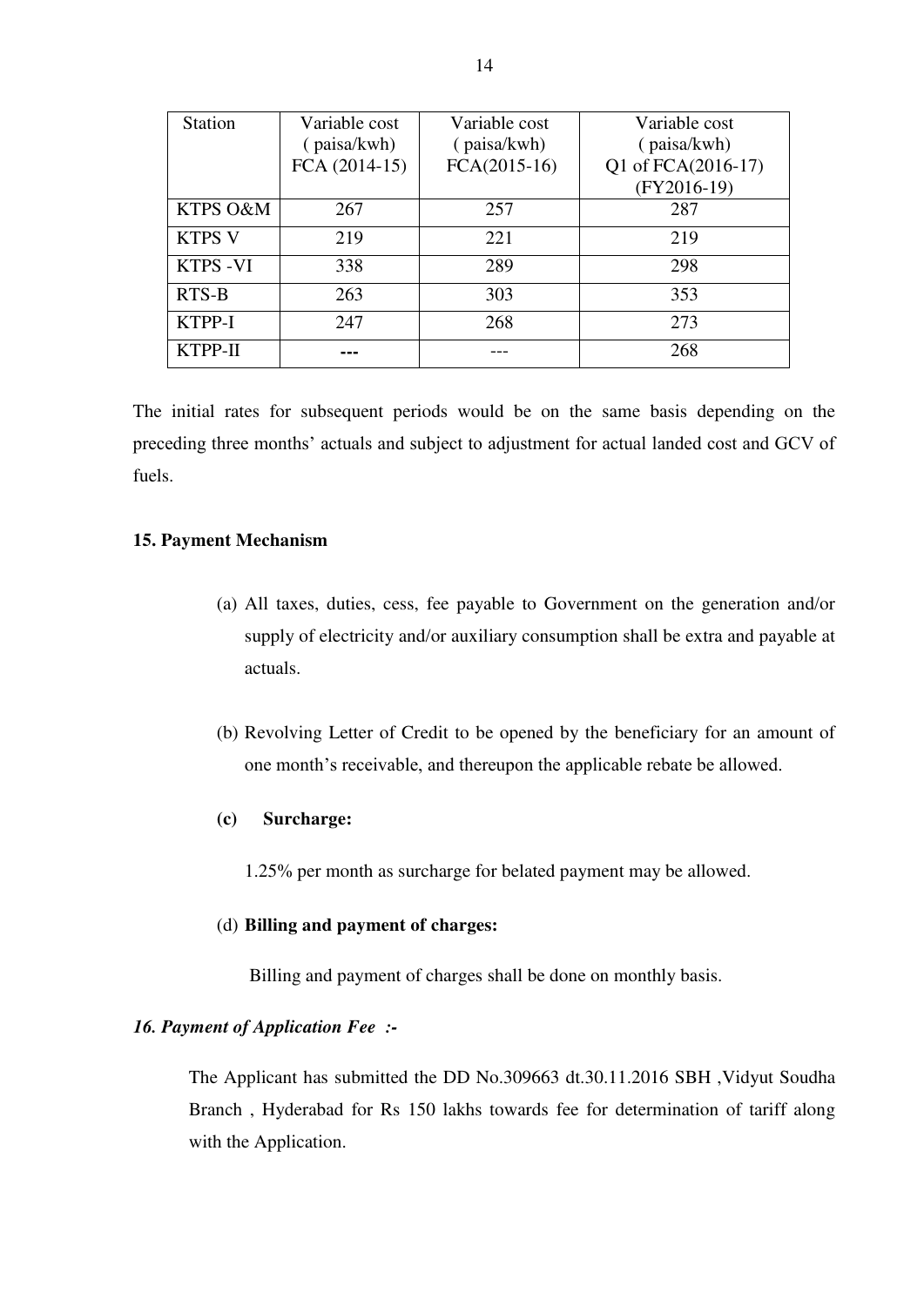| Station | Variable cost ( paisa/kwh) FCA (2014-15) | Variable cost ( paisa/kwh) FCA(2015-16) | Variable cost ( paisa/kwh) Q1 of FCA(2016-17) (FY2016-19) |
|---|---|---|---|
| KTPS O&M | 267 | 257 | 287 |
| KTPS V | 219 | 221 | 219 |
| KTPS -VI | 338 | 289 | 298 |
| RTS-B | 263 | 303 | 353 |
| KTPP-I | 247 | 268 | 273 |
| KTPP-II | --- | --- | 268 |

The initial rates for subsequent periods would be on the same basis depending on the preceding three months' actuals and subject to adjustment for actual landed cost and GCV of fuels.

**15. Payment Mechanism**

(a) All taxes, duties, cess, fee payable to Government on the generation and/or supply of electricity and/or auxiliary consumption shall be extra and payable at actuals.

(b) Revolving Letter of Credit to be opened by the beneficiary for an amount of one month's receivable, and thereupon the applicable rebate be allowed.

**(c) Surcharge:**

1.25% per month as surcharge for belated payment may be allowed.

(d) **Billing and payment of charges:**

Billing and payment of charges shall be done on monthly basis.

***16. Payment of Application Fee :-***

The Applicant has submitted the DD No.309663 dt.30.11.2016 SBH ,Vidyut Soudha Branch , Hyderabad for Rs 150 lakhs towards fee for determination of tariff along with the Application.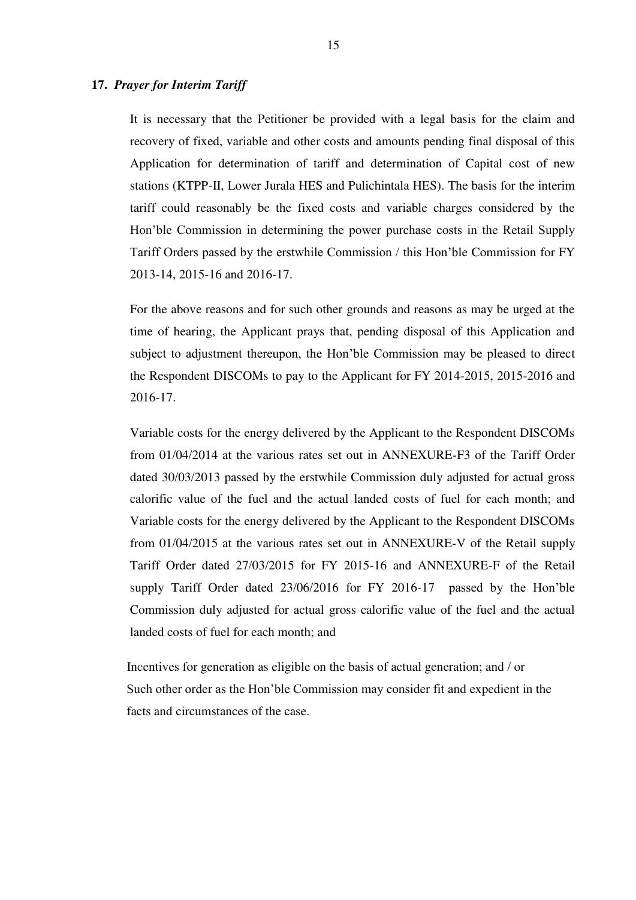**17.** ***Prayer for Interim Tariff***

It is necessary that the Petitioner be provided with a legal basis for the claim and recovery of fixed, variable and other costs and amounts pending final disposal of this Application for determination of tariff and determination of Capital cost of new stations (KTPP-II, Lower Jurala HES and Pulichintala HES). The basis for the interim tariff could reasonably be the fixed costs and variable charges considered by the Hon'ble Commission in determining the power purchase costs in the Retail Supply Tariff Orders passed by the erstwhile Commission / this Hon'ble Commission for FY 2013-14, 2015-16 and 2016-17.

For the above reasons and for such other grounds and reasons as may be urged at the time of hearing, the Applicant prays that, pending disposal of this Application and subject to adjustment thereupon, the Hon'ble Commission may be pleased to direct the Respondent DISCOMs to pay to the Applicant for FY 2014-2015, 2015-2016 and 2016-17.

Variable costs for the energy delivered by the Applicant to the Respondent DISCOMs from 01/04/2014 at the various rates set out in ANNEXURE-F3 of the Tariff Order dated 30/03/2013 passed by the erstwhile Commission duly adjusted for actual gross calorific value of the fuel and the actual landed costs of fuel for each month; and Variable costs for the energy delivered by the Applicant to the Respondent DISCOMs from 01/04/2015 at the various rates set out in ANNEXURE-V of the Retail supply Tariff Order dated 27/03/2015 for FY 2015-16 and ANNEXURE-F of the Retail supply Tariff Order dated 23/06/2016 for FY 2016-17 passed by the Hon'ble Commission duly adjusted for actual gross calorific value of the fuel and the actual landed costs of fuel for each month; and

Incentives for generation as eligible on the basis of actual generation; and / or
Such other order as the Hon'ble Commission may consider fit and expedient in the facts and circumstances of the case.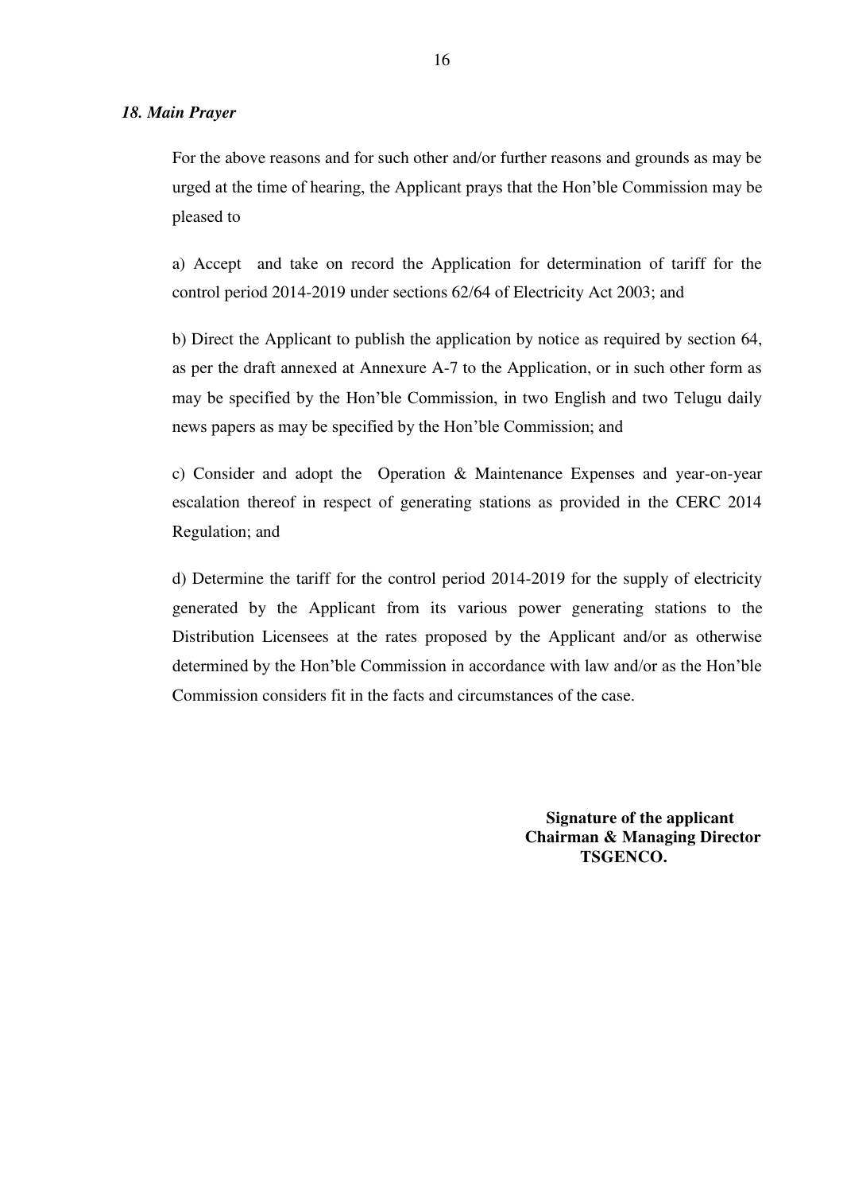### *18. Main Prayer*

For the above reasons and for such other and/or further reasons and grounds as may be urged at the time of hearing, the Applicant prays that the Hon'ble Commission may be pleased to

a) Accept and take on record the Application for determination of tariff for the control period 2014-2019 under sections 62/64 of Electricity Act 2003; and

b) Direct the Applicant to publish the application by notice as required by section 64, as per the draft annexed at Annexure A-7 to the Application, or in such other form as may be specified by the Hon'ble Commission, in two English and two Telugu daily news papers as may be specified by the Hon'ble Commission; and

c) Consider and adopt the Operation & Maintenance Expenses and year-on-year escalation thereof in respect of generating stations as provided in the CERC 2014 Regulation; and

d) Determine the tariff for the control period 2014-2019 for the supply of electricity generated by the Applicant from its various power generating stations to the Distribution Licensees at the rates proposed by the Applicant and/or as otherwise determined by the Hon'ble Commission in accordance with law and/or as the Hon'ble Commission considers fit in the facts and circumstances of the case.

**Signature of the applicant**
**Chairman & Managing Director**
**TSGENCO.**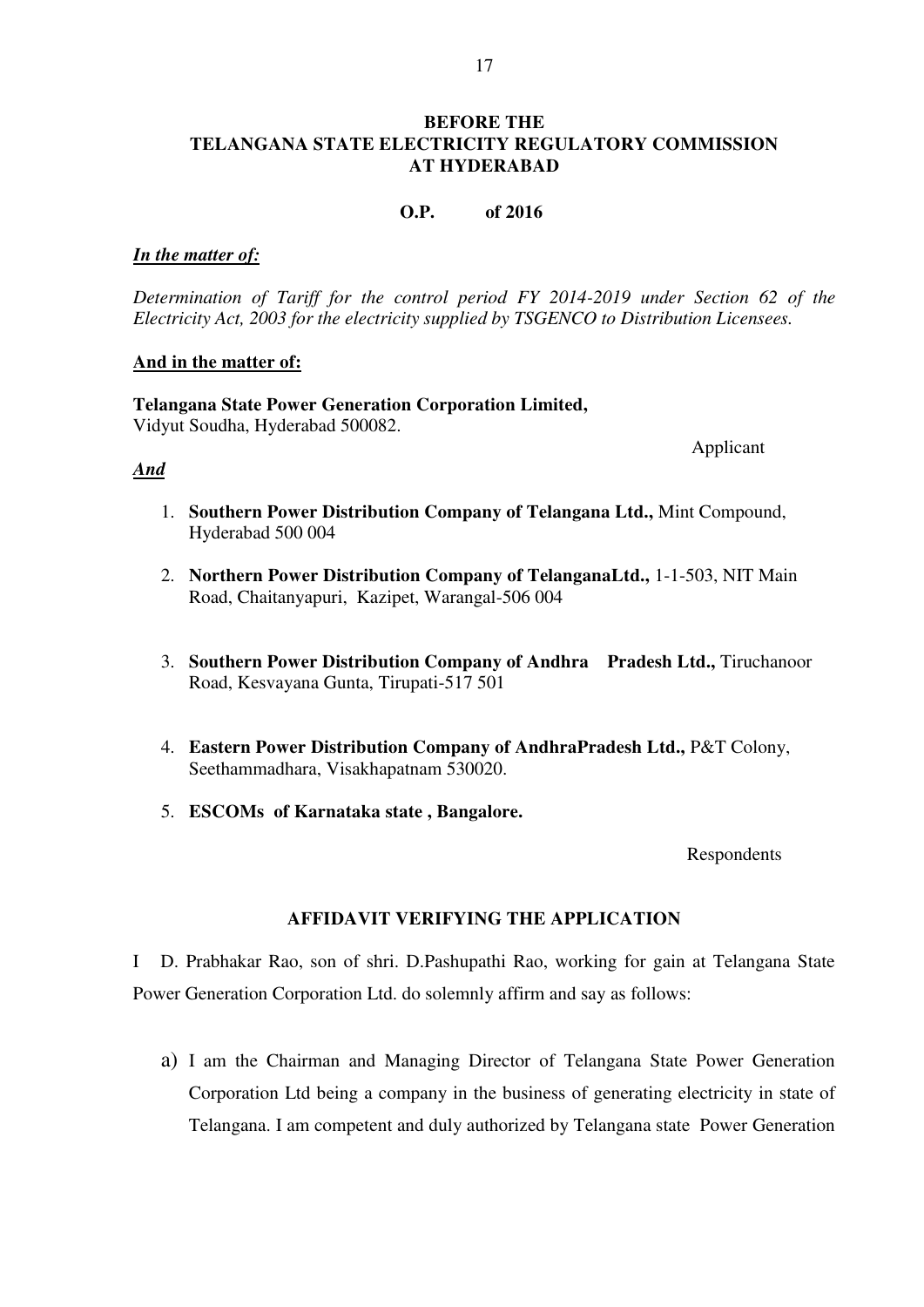**BEFORE THE**
**TELANGANA STATE ELECTRICITY REGULATORY COMMISSION**
**AT HYDERABAD**

**O.P. of 2016**

***In the matter of:***

*Determination of Tariff for the control period FY 2014-2019 under Section 62 of the Electricity Act, 2003 for the electricity supplied by TSGENCO to Distribution Licensees.*

**And in the matter of:**

**Telangana State Power Generation Corporation Limited,**
Vidyut Soudha, Hyderabad 500082.

Applicant

***And***

1. **Southern Power Distribution Company of Telangana Ltd.,** Mint Compound, Hyderabad 500 004
2. **Northern Power Distribution Company of TelanganaLtd.,** 1-1-503, NIT Main Road, Chaitanyapuri, Kazipet, Warangal-506 004
3. **Southern Power Distribution Company of Andhra Pradesh Ltd.,** Tiruchanoor Road, Kesvayana Gunta, Tirupati-517 501
4. **Eastern Power Distribution Company of AndhraPradesh Ltd.,** P&T Colony, Seethammadhara, Visakhapatnam 530020.
5. **ESCOMs of Karnataka state , Bangalore.**

Respondents

**AFFIDAVIT VERIFYING THE APPLICATION**

I D. Prabhakar Rao, son of shri. D.Pashupathi Rao, working for gain at Telangana State Power Generation Corporation Ltd. do solemnly affirm and say as follows:

a) I am the Chairman and Managing Director of Telangana State Power Generation Corporation Ltd being a company in the business of generating electricity in state of Telangana. I am competent and duly authorized by Telangana state Power Generation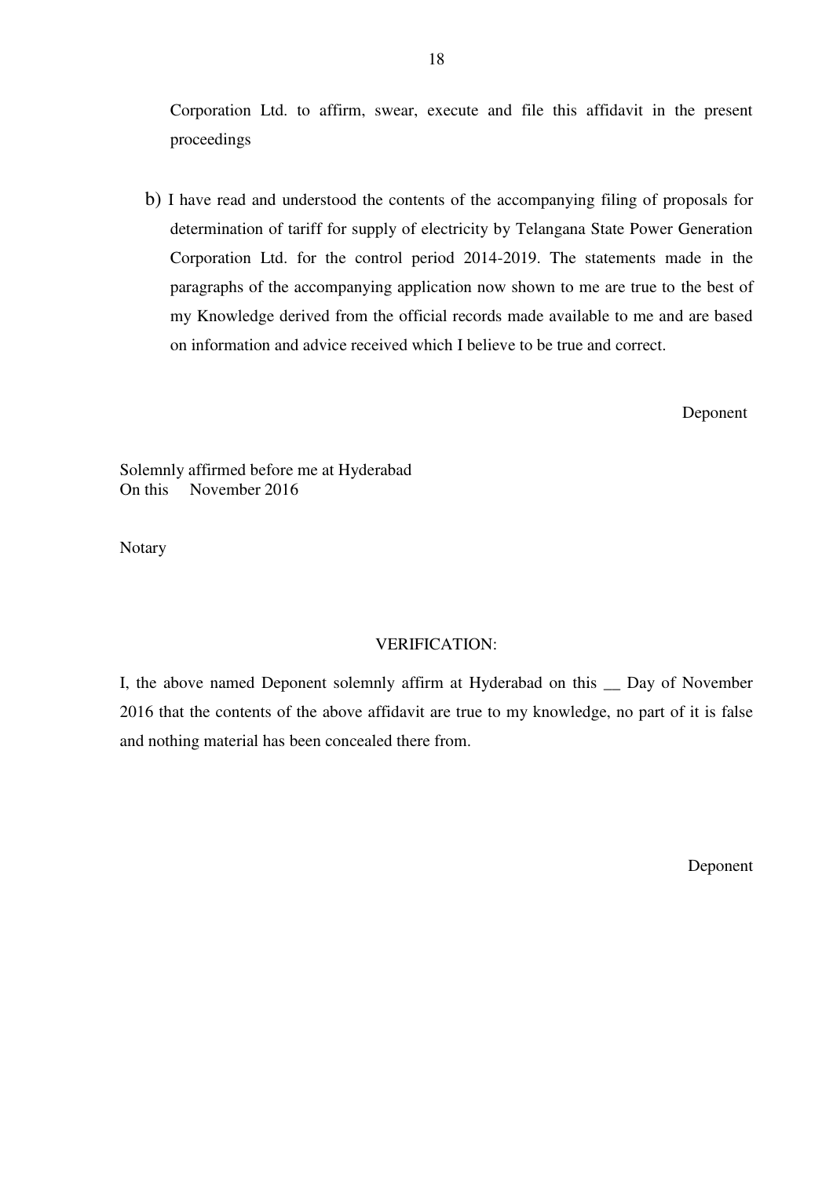Corporation Ltd. to affirm, swear, execute and file this affidavit in the present proceedings

b) I have read and understood the contents of the accompanying filing of proposals for determination of tariff for supply of electricity by Telangana State Power Generation Corporation Ltd. for the control period 2014-2019. The statements made in the paragraphs of the accompanying application now shown to me are true to the best of my Knowledge derived from the official records made available to me and are based on information and advice received which I believe to be true and correct.

Deponent

Solemnly affirmed before me at Hyderabad
On this November 2016

Notary

VERIFICATION:

I, the above named Deponent solemnly affirm at Hyderabad on this __ Day of November 2016 that the contents of the above affidavit are true to my knowledge, no part of it is false and nothing material has been concealed there from.

Deponent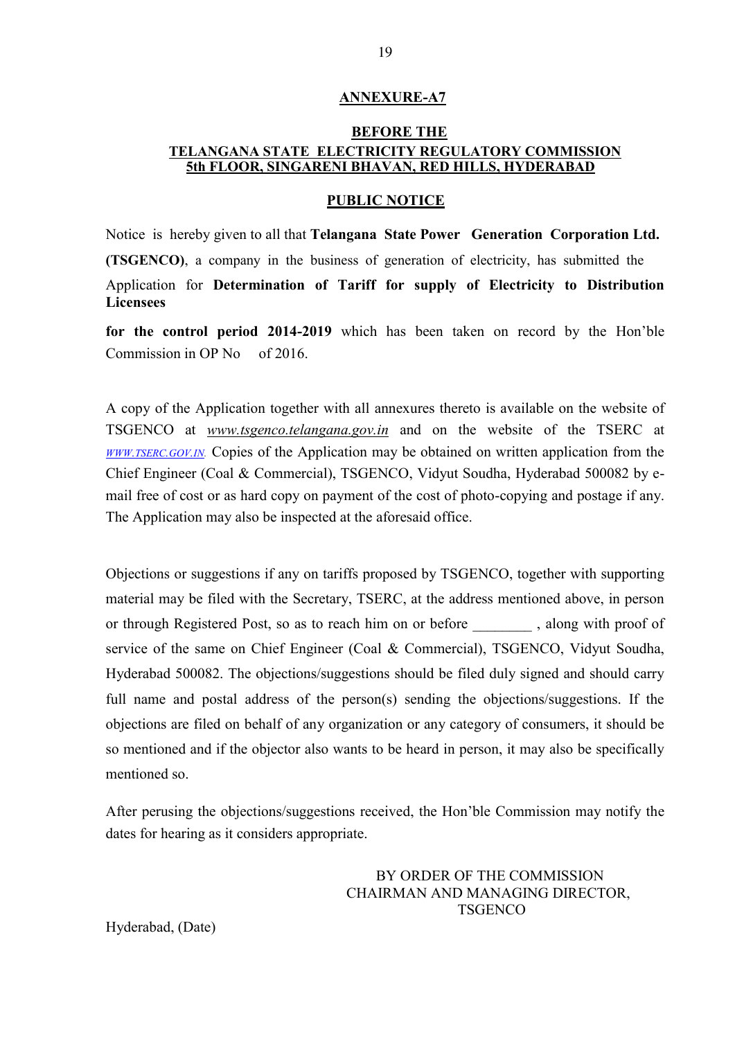**ANNEXURE-A7**

**BEFORE THE**
**TELANGANA STATE ELECTRICITY REGULATORY COMMISSION**
**5th FLOOR, SINGARENI BHAVAN, RED HILLS, HYDERABAD**

**PUBLIC NOTICE**

Notice is hereby given to all that **Telangana State Power Generation Corporation Ltd. (TSGENCO)**, a company in the business of generation of electricity, has submitted the Application for **Determination of Tariff for supply of Electricity to Distribution Licensees for the control period 2014-2019** which has been taken on record by the Hon'ble Commission in OP No of 2016.

A copy of the Application together with all annexures thereto is available on the website of TSGENCO at *www.tsgenco.telangana.gov.in* and on the website of the TSERC at *WWW.TSERC.GOV.IN.* Copies of the Application may be obtained on written application from the Chief Engineer (Coal & Commercial), TSGENCO, Vidyut Soudha, Hyderabad 500082 by e-mail free of cost or as hard copy on payment of the cost of photo-copying and postage if any. The Application may also be inspected at the aforesaid office.

Objections or suggestions if any on tariffs proposed by TSGENCO, together with supporting material may be filed with the Secretary, TSERC, at the address mentioned above, in person or through Registered Post, so as to reach him on or before ________ , along with proof of service of the same on Chief Engineer (Coal & Commercial), TSGENCO, Vidyut Soudha, Hyderabad 500082. The objections/suggestions should be filed duly signed and should carry full name and postal address of the person(s) sending the objections/suggestions. If the objections are filed on behalf of any organization or any category of consumers, it should be so mentioned and if the objector also wants to be heard in person, it may also be specifically mentioned so.

After perusing the objections/suggestions received, the Hon'ble Commission may notify the dates for hearing as it considers appropriate.

BY ORDER OF THE COMMISSION
CHAIRMAN AND MANAGING DIRECTOR,
TSGENCO

Hyderabad, (Date)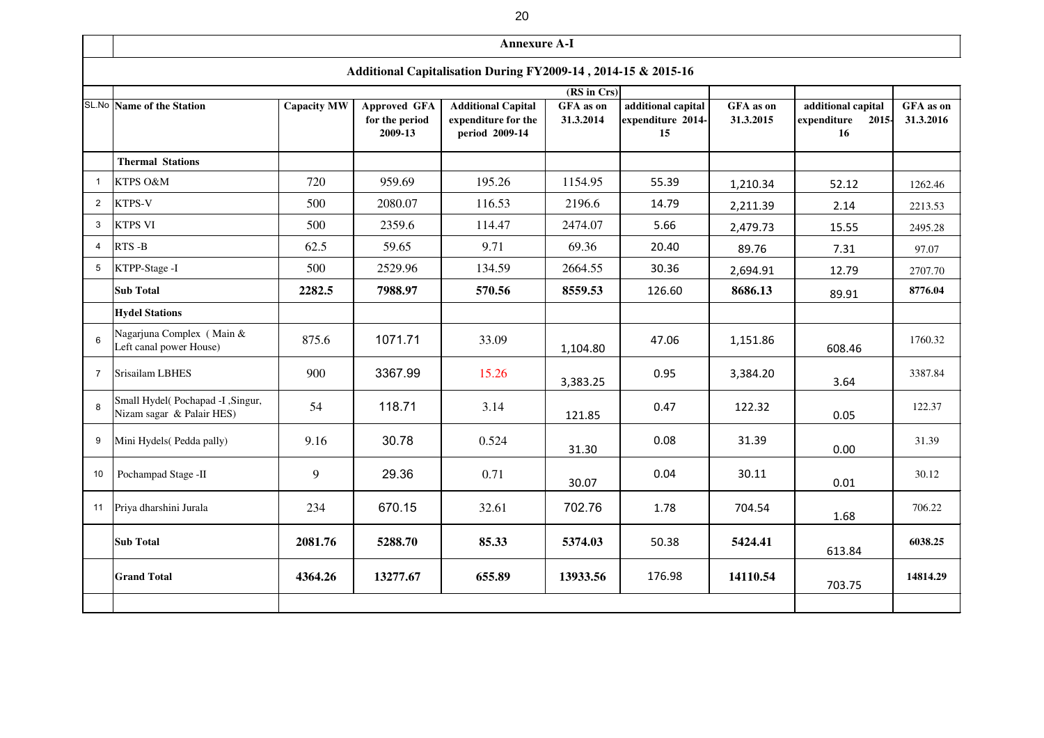## Annexure A-I

### Additional Capitalisation During FY2009-14 , 2014-15 & 2015-16

(RS in Crs)

| SL.No | Name of the Station | Capacity MW | Approved GFA for the period 2009-13 | Additional Capital expenditure for the period 2009-14 | GFA as on 31.3.2014 | additional capital expenditure 2014-15 | GFA as on 31.3.2015 | additional capital expenditure 2015-16 | GFA as on 31.3.2016 |
|---|---|---|---|---|---|---|---|---|---|
| | **Thermal Stations** | | | | | | | | |
| 1 | KTPS O&M | 720 | 959.69 | 195.26 | 1154.95 | 55.39 | 1,210.34 | 52.12 | 1262.46 |
| 2 | KTPS-V | 500 | 2080.07 | 116.53 | 2196.6 | 14.79 | 2,211.39 | 2.14 | 2213.53 |
| 3 | KTPS VI | 500 | 2359.6 | 114.47 | 2474.07 | 5.66 | 2,479.73 | 15.55 | 2495.28 |
| 4 | RTS -B | 62.5 | 59.65 | 9.71 | 69.36 | 20.40 | 89.76 | 7.31 | 97.07 |
| 5 | KTPP-Stage -I | 500 | 2529.96 | 134.59 | 2664.55 | 30.36 | 2,694.91 | 12.79 | 2707.70 |
| | **Sub Total** | **2282.5** | **7988.97** | **570.56** | **8559.53** | 126.60 | **8686.13** | 89.91 | **8776.04** |
| | **Hydel Stations** | | | | | | | | |
| 6 | Nagarjuna Complex ( Main & Left canal power House) | 875.6 | 1071.71 | 33.09 | 1,104.80 | 47.06 | 1,151.86 | 608.46 | 1760.32 |
| 7 | Srisailam LBHES | 900 | 3367.99 | 15.26 | 3,383.25 | 0.95 | 3,384.20 | 3.64 | 3387.84 |
| 8 | Small Hydel( Pochapad -I ,Singur, Nizam sagar & Palair HES) | 54 | 118.71 | 3.14 | 121.85 | 0.47 | 122.32 | 0.05 | 122.37 |
| 9 | Mini Hydels( Pedda pally) | 9.16 | 30.78 | 0.524 | 31.30 | 0.08 | 31.39 | 0.00 | 31.39 |
| 10 | Pochampad Stage -II | 9 | 29.36 | 0.71 | 30.07 | 0.04 | 30.11 | 0.01 | 30.12 |
| 11 | Priya dharshini Jurala | 234 | 670.15 | 32.61 | 702.76 | 1.78 | 704.54 | 1.68 | 706.22 |
| | **Sub Total** | **2081.76** | **5288.70** | **85.33** | **5374.03** | 50.38 | **5424.41** | 613.84 | **6038.25** |
| | **Grand Total** | **4364.26** | **13277.67** | **655.89** | **13933.56** | 176.98 | **14110.54** | 703.75 | **14814.29** |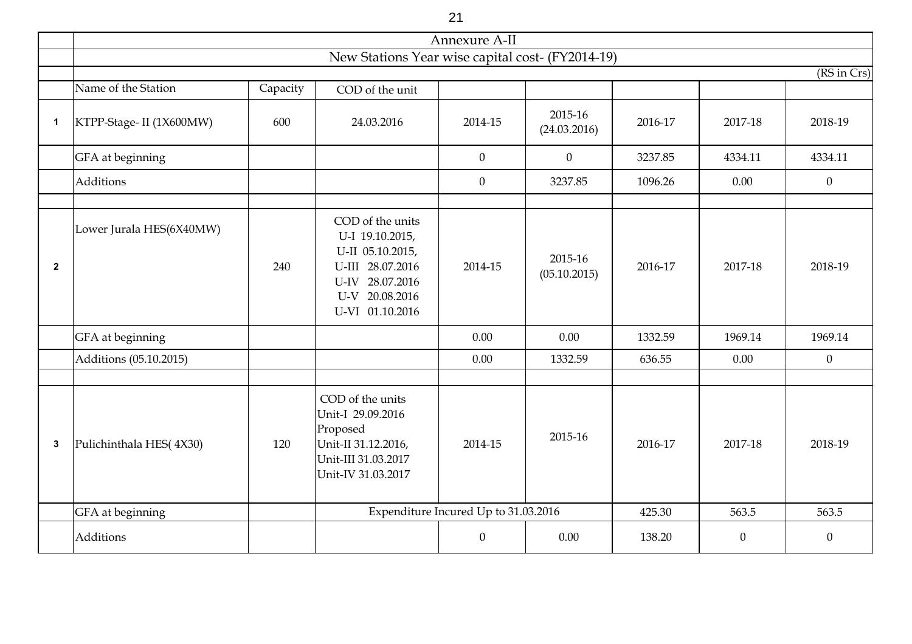| | Annexure A-II | | | | | | | |
|---|---|---|---|---|---|---|---|---|
| | New Stations Year wise capital cost- (FY2014-19) | | | | | | | |
| | | | | | | | | (RS in Crs) |
| | Name of the Station | Capacity | COD of the unit | | | | | |
| 1 | KTPP-Stage- II (1X600MW) | 600 | 24.03.2016 | 2014-15 | 2015-16 (24.03.2016) | 2016-17 | 2017-18 | 2018-19 |
| | GFA at beginning | | | 0 | 0 | 3237.85 | 4334.11 | 4334.11 |
| | Additions | | | 0 | 3237.85 | 1096.26 | 0.00 | 0 |
| | | | | | | | | |
| 2 | Lower Jurala HES(6X40MW) | 240 | COD of the units U-I 19.10.2015, U-II 05.10.2015, U-III 28.07.2016 U-IV 28.07.2016 U-V 20.08.2016 U-VI 01.10.2016 | 2014-15 | 2015-16 (05.10.2015) | 2016-17 | 2017-18 | 2018-19 |
| | GFA at beginning | | | 0.00 | 0.00 | 1332.59 | 1969.14 | 1969.14 |
| | Additions (05.10.2015) | | | 0.00 | 1332.59 | 636.55 | 0.00 | 0 |
| | | | | | | | | |
| 3 | Pulichinthala HES( 4X30) | 120 | COD of the units Unit-I 29.09.2016 Proposed Unit-II 31.12.2016, Unit-III 31.03.2017 Unit-IV 31.03.2017 | 2014-15 | 2015-16 | 2016-17 | 2017-18 | 2018-19 |
| | GFA at beginning | | Expenditure Incured Up to 31.03.2016 | | | 425.30 | 563.5 | 563.5 |
| | Additions | | | 0 | 0.00 | 138.20 | 0 | 0 |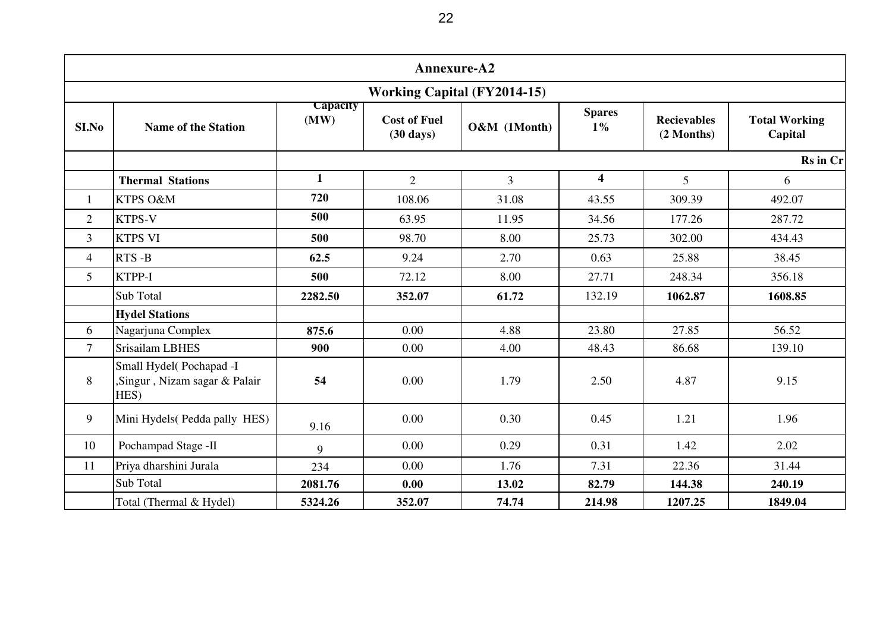## Annexure-A2

### Working Capital (FY2014-15)

| SI.No | Name of the Station | Capacity (MW) | Cost of Fuel (30 days) | O&M (1Month) | Spares 1% | Recievables (2 Months) | Total Working Capital |
|---|---|---|---|---|---|---|---|
| | | | | | | | Rs in Cr |
| | **Thermal Stations** | **1** | 2 | 3 | **4** | 5 | 6 |
| 1 | KTPS O&M | **720** | 108.06 | 31.08 | 43.55 | 309.39 | 492.07 |
| 2 | KTPS-V | **500** | 63.95 | 11.95 | 34.56 | 177.26 | 287.72 |
| 3 | KTPS VI | **500** | 98.70 | 8.00 | 25.73 | 302.00 | 434.43 |
| 4 | RTS -B | **62.5** | 9.24 | 2.70 | 0.63 | 25.88 | 38.45 |
| 5 | KTPP-I | **500** | 72.12 | 8.00 | 27.71 | 248.34 | 356.18 |
| | Sub Total | **2282.50** | **352.07** | **61.72** | 132.19 | **1062.87** | **1608.85** |
| | **Hydel Stations** | | | | | | |
| 6 | Nagarjuna Complex | **875.6** | 0.00 | 4.88 | 23.80 | 27.85 | 56.52 |
| 7 | Srisailam LBHES | **900** | 0.00 | 4.00 | 48.43 | 86.68 | 139.10 |
| 8 | Small Hydel( Pochapad -I ,Singur , Nizam sagar & Palair HES) | **54** | 0.00 | 1.79 | 2.50 | 4.87 | 9.15 |
| 9 | Mini Hydels( Pedda pally HES) | 9.16 | 0.00 | 0.30 | 0.45 | 1.21 | 1.96 |
| 10 | Pochampad Stage -II | 9 | 0.00 | 0.29 | 0.31 | 1.42 | 2.02 |
| 11 | Priya dharshini Jurala | 234 | 0.00 | 1.76 | 7.31 | 22.36 | 31.44 |
| | Sub Total | **2081.76** | **0.00** | **13.02** | **82.79** | **144.38** | **240.19** |
| | Total (Thermal & Hydel) | **5324.26** | **352.07** | **74.74** | **214.98** | **1207.25** | **1849.04** |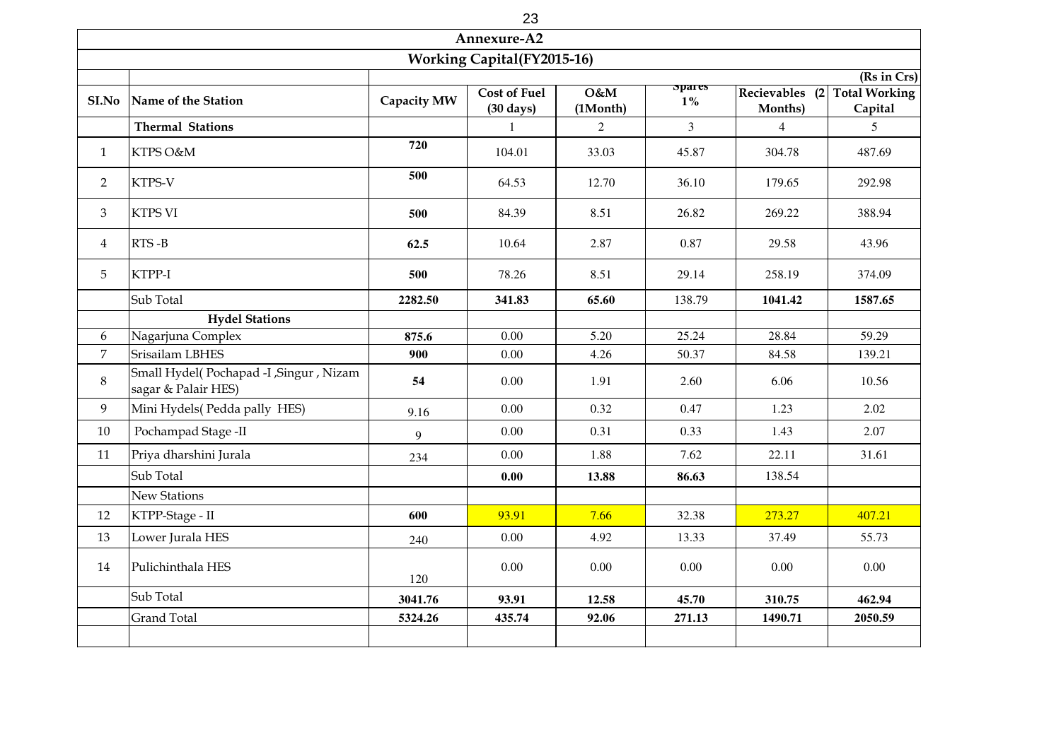## Annexure-A2

## Working Capital(FY2015-16)

(Rs in Crs)

| SI.No | Name of the Station | Capacity MW | Cost of Fuel (30 days) | O&M (1Month) | Spares 1% | Recievables (2 Months) | Total Working Capital |
|---|---|---|---|---|---|---|---|
| | **Thermal Stations** | | 1 | 2 | 3 | 4 | 5 |
| 1 | KTPS O&M | **720** | 104.01 | 33.03 | 45.87 | 304.78 | 487.69 |
| 2 | KTPS-V | **500** | 64.53 | 12.70 | 36.10 | 179.65 | 292.98 |
| 3 | KTPS VI | **500** | 84.39 | 8.51 | 26.82 | 269.22 | 388.94 |
| 4 | RTS -B | **62.5** | 10.64 | 2.87 | 0.87 | 29.58 | 43.96 |
| 5 | KTPP-I | **500** | 78.26 | 8.51 | 29.14 | 258.19 | 374.09 |
| | Sub Total | **2282.50** | **341.83** | **65.60** | 138.79 | **1041.42** | **1587.65** |
| | **Hydel Stations** | | | | | | |
| 6 | Nagarjuna Complex | **875.6** | 0.00 | 5.20 | 25.24 | 28.84 | 59.29 |
| 7 | Srisailam LBHES | **900** | 0.00 | 4.26 | 50.37 | 84.58 | 139.21 |
| 8 | Small Hydel( Pochapad -I ,Singur , Nizam sagar & Palair HES) | **54** | 0.00 | 1.91 | 2.60 | 6.06 | 10.56 |
| 9 | Mini Hydels( Pedda pally HES) | 9.16 | 0.00 | 0.32 | 0.47 | 1.23 | 2.02 |
| 10 | Pochampad Stage -II | 9 | 0.00 | 0.31 | 0.33 | 1.43 | 2.07 |
| 11 | Priya dharshini Jurala | 234 | 0.00 | 1.88 | 7.62 | 22.11 | 31.61 |
| | Sub Total | | **0.00** | **13.88** | **86.63** | 138.54 | |
| | New Stations | | | | | | |
| 12 | KTPP-Stage - II | **600** | 93.91 | 7.66 | 32.38 | 273.27 | 407.21 |
| 13 | Lower Jurala HES | 240 | 0.00 | 4.92 | 13.33 | 37.49 | 55.73 |
| 14 | Pulichinthala HES | 120 | 0.00 | 0.00 | 0.00 | 0.00 | 0.00 |
| | Sub Total | **3041.76** | **93.91** | **12.58** | **45.70** | **310.75** | **462.94** |
| | Grand Total | **5324.26** | **435.74** | **92.06** | **271.13** | **1490.71** | **2050.59** |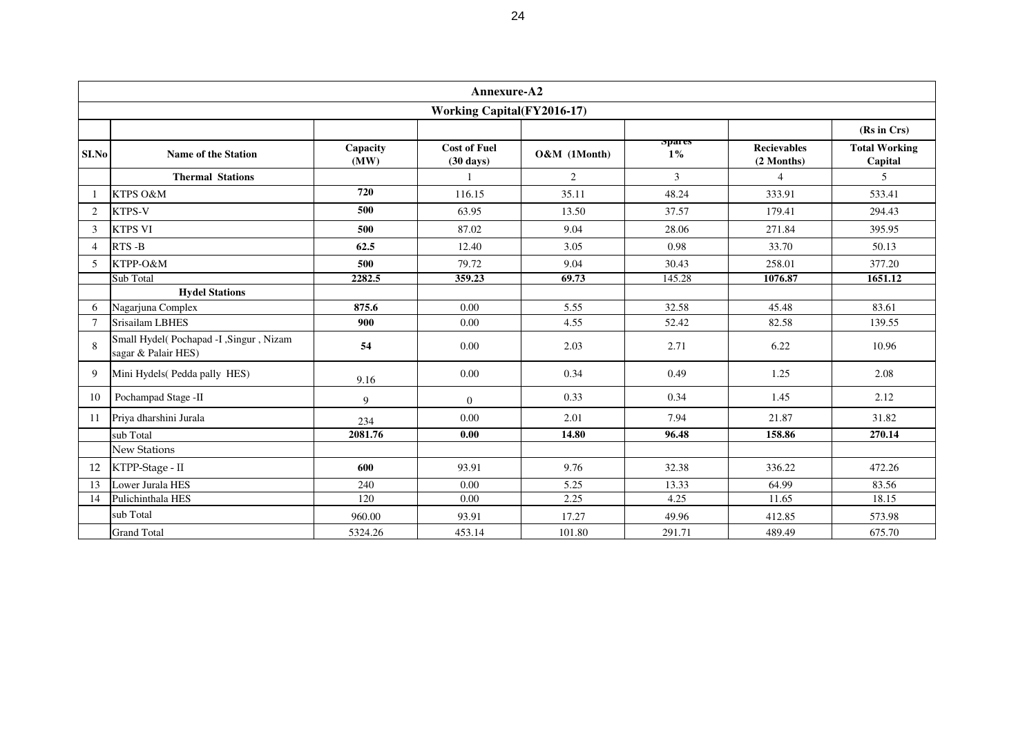## Annexure-A2

### Working Capital(FY2016-17)

(Rs in Crs)

| Sl.No | Name of the Station | Capacity (MW) | Cost of Fuel (30 days) | O&M (1Month) | Spares 1% | Recievables (2 Months) | Total Working Capital |
|---|---|---|---|---|---|---|---|
| | **Thermal Stations** | | 1 | 2 | 3 | 4 | 5 |
| 1 | KTPS O&M | **720** | 116.15 | 35.11 | 48.24 | 333.91 | 533.41 |
| 2 | KTPS-V | **500** | 63.95 | 13.50 | 37.57 | 179.41 | 294.43 |
| 3 | KTPS VI | **500** | 87.02 | 9.04 | 28.06 | 271.84 | 395.95 |
| 4 | RTS -B | **62.5** | 12.40 | 3.05 | 0.98 | 33.70 | 50.13 |
| 5 | KTPP-O&M | **500** | 79.72 | 9.04 | 30.43 | 258.01 | 377.20 |
| | Sub Total | **2282.5** | **359.23** | **69.73** | 145.28 | **1076.87** | **1651.12** |
| | **Hydel Stations** | | | | | | |
| 6 | Nagarjuna Complex | **875.6** | 0.00 | 5.55 | 32.58 | 45.48 | 83.61 |
| 7 | Srisailam LBHES | **900** | 0.00 | 4.55 | 52.42 | 82.58 | 139.55 |
| 8 | Small Hydel( Pochapad -I ,Singur , Nizam sagar & Palair HES) | **54** | 0.00 | 2.03 | 2.71 | 6.22 | 10.96 |
| 9 | Mini Hydels( Pedda pally HES) | 9.16 | 0.00 | 0.34 | 0.49 | 1.25 | 2.08 |
| 10 | Pochampad Stage -II | 9 | 0 | 0.33 | 0.34 | 1.45 | 2.12 |
| 11 | Priya dharshini Jurala | 234 | 0.00 | 2.01 | 7.94 | 21.87 | 31.82 |
| | sub Total | **2081.76** | **0.00** | **14.80** | **96.48** | **158.86** | **270.14** |
| | New Stations | | | | | | |
| 12 | KTPP-Stage - II | **600** | 93.91 | 9.76 | 32.38 | 336.22 | 472.26 |
| 13 | Lower Jurala HES | 240 | 0.00 | 5.25 | 13.33 | 64.99 | 83.56 |
| 14 | Pulichinthala HES | 120 | 0.00 | 2.25 | 4.25 | 11.65 | 18.15 |
| | sub Total | 960.00 | 93.91 | 17.27 | 49.96 | 412.85 | 573.98 |
| | Grand Total | 5324.26 | 453.14 | 101.80 | 291.71 | 489.49 | 675.70 |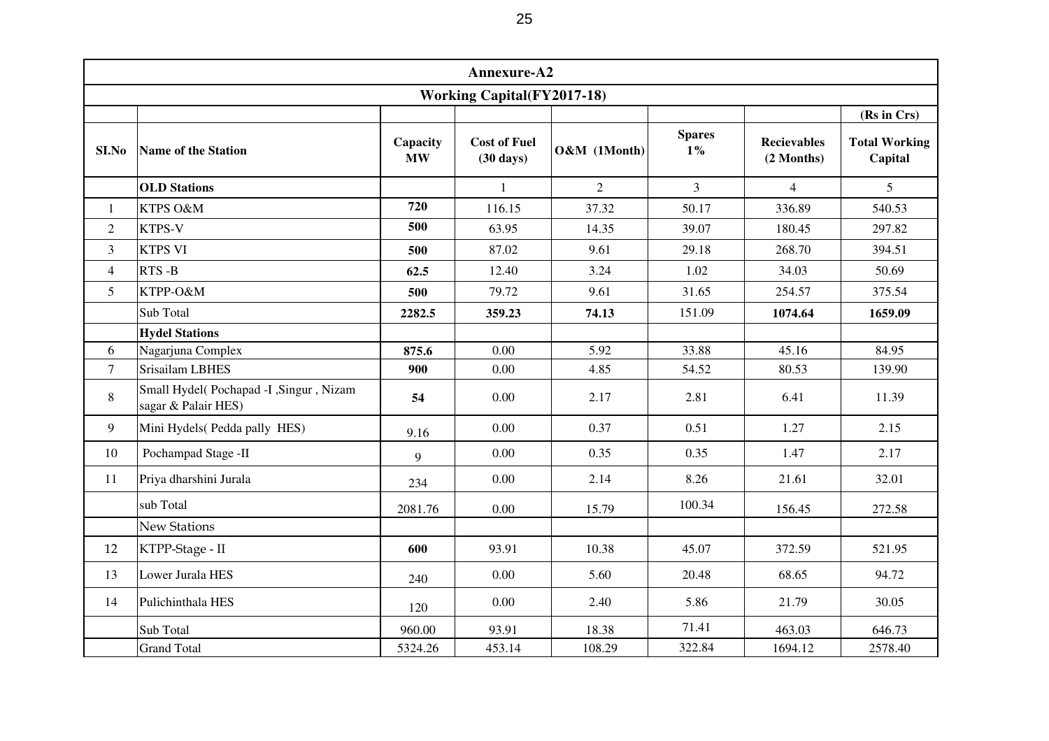| Annexure-A2 | | | | | | | |
|---|---|---|---|---|---|---|---|
| **Working Capital(FY2017-18)** | | | | | | | |
| | | | | | | | **(Rs in Crs)** |
| **SI.No** | **Name of the Station** | **Capacity MW** | **Cost of Fuel (30 days)** | **O&M (1Month)** | **Spares 1%** | **Recievables (2 Months)** | **Total Working Capital** |
| | **OLD Stations** | | 1 | 2 | 3 | 4 | 5 |
| 1 | KTPS O&M | **720** | 116.15 | 37.32 | 50.17 | 336.89 | 540.53 |
| 2 | KTPS-V | **500** | 63.95 | 14.35 | 39.07 | 180.45 | 297.82 |
| 3 | KTPS VI | **500** | 87.02 | 9.61 | 29.18 | 268.70 | 394.51 |
| 4 | RTS -B | **62.5** | 12.40 | 3.24 | 1.02 | 34.03 | 50.69 |
| 5 | KTPP-O&M | **500** | 79.72 | 9.61 | 31.65 | 254.57 | 375.54 |
| | Sub Total | **2282.5** | **359.23** | **74.13** | 151.09 | **1074.64** | **1659.09** |
| | **Hydel Stations** | | | | | | |
| 6 | Nagarjuna Complex | **875.6** | 0.00 | 5.92 | 33.88 | 45.16 | 84.95 |
| 7 | Srisailam LBHES | **900** | 0.00 | 4.85 | 54.52 | 80.53 | 139.90 |
| 8 | Small Hydel( Pochapad -I ,Singur , Nizam sagar & Palair HES) | **54** | 0.00 | 2.17 | 2.81 | 6.41 | 11.39 |
| 9 | Mini Hydels( Pedda pally HES) | 9.16 | 0.00 | 0.37 | 0.51 | 1.27 | 2.15 |
| 10 | Pochampad Stage -II | 9 | 0.00 | 0.35 | 0.35 | 1.47 | 2.17 |
| 11 | Priya dharshini Jurala | 234 | 0.00 | 2.14 | 8.26 | 21.61 | 32.01 |
| | sub Total | 2081.76 | 0.00 | 15.79 | 100.34 | 156.45 | 272.58 |
| | New Stations | | | | | | |
| 12 | KTPP-Stage - II | **600** | 93.91 | 10.38 | 45.07 | 372.59 | 521.95 |
| 13 | Lower Jurala HES | 240 | 0.00 | 5.60 | 20.48 | 68.65 | 94.72 |
| 14 | Pulichinthala HES | 120 | 0.00 | 2.40 | 5.86 | 21.79 | 30.05 |
| | Sub Total | 960.00 | 93.91 | 18.38 | 71.41 | 463.03 | 646.73 |
| | Grand Total | 5324.26 | 453.14 | 108.29 | 322.84 | 1694.12 | 2578.40 |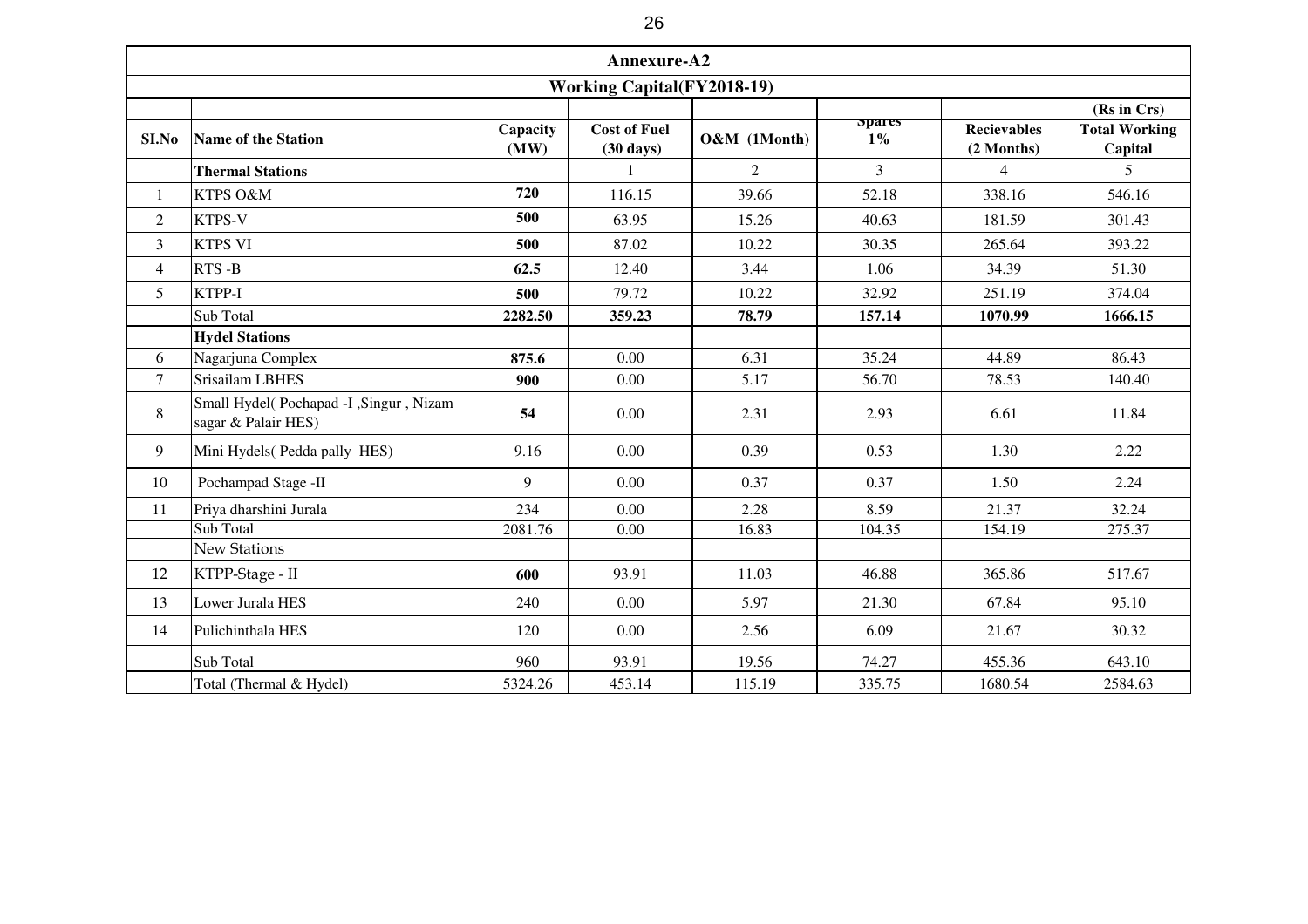## Annexure-A2

### Working Capital(FY2018-19)

(Rs in Crs)

| SI.No | Name of the Station | Capacity (MW) | Cost of Fuel (30 days) | O&M (1Month) | Spares 1% | Recievables (2 Months) | Total Working Capital |
|---|---|---|---|---|---|---|---|
| | **Thermal Stations** | | 1 | 2 | 3 | 4 | 5 |
| 1 | KTPS O&M | **720** | 116.15 | 39.66 | 52.18 | 338.16 | 546.16 |
| 2 | KTPS-V | **500** | 63.95 | 15.26 | 40.63 | 181.59 | 301.43 |
| 3 | KTPS VI | **500** | 87.02 | 10.22 | 30.35 | 265.64 | 393.22 |
| 4 | RTS -B | **62.5** | 12.40 | 3.44 | 1.06 | 34.39 | 51.30 |
| 5 | KTPP-I | **500** | 79.72 | 10.22 | 32.92 | 251.19 | 374.04 |
| | Sub Total | **2282.50** | **359.23** | **78.79** | **157.14** | **1070.99** | **1666.15** |
| | **Hydel Stations** | | | | | | |
| 6 | Nagarjuna Complex | **875.6** | 0.00 | 6.31 | 35.24 | 44.89 | 86.43 |
| 7 | Srisailam LBHES | **900** | 0.00 | 5.17 | 56.70 | 78.53 | 140.40 |
| 8 | Small Hydel( Pochapad -I ,Singur , Nizam sagar & Palair HES) | **54** | 0.00 | 2.31 | 2.93 | 6.61 | 11.84 |
| 9 | Mini Hydels( Pedda pally HES) | 9.16 | 0.00 | 0.39 | 0.53 | 1.30 | 2.22 |
| 10 | Pochampad Stage -II | 9 | 0.00 | 0.37 | 0.37 | 1.50 | 2.24 |
| 11 | Priya dharshini Jurala | 234 | 0.00 | 2.28 | 8.59 | 21.37 | 32.24 |
| | Sub Total | 2081.76 | 0.00 | 16.83 | 104.35 | 154.19 | 275.37 |
| | New Stations | | | | | | |
| 12 | KTPP-Stage - II | **600** | 93.91 | 11.03 | 46.88 | 365.86 | 517.67 |
| 13 | Lower Jurala HES | 240 | 0.00 | 5.97 | 21.30 | 67.84 | 95.10 |
| 14 | Pulichinthala HES | 120 | 0.00 | 2.56 | 6.09 | 21.67 | 30.32 |
| | Sub Total | 960 | 93.91 | 19.56 | 74.27 | 455.36 | 643.10 |
| | Total (Thermal & Hydel) | 5324.26 | 453.14 | 115.19 | 335.75 | 1680.54 | 2584.63 |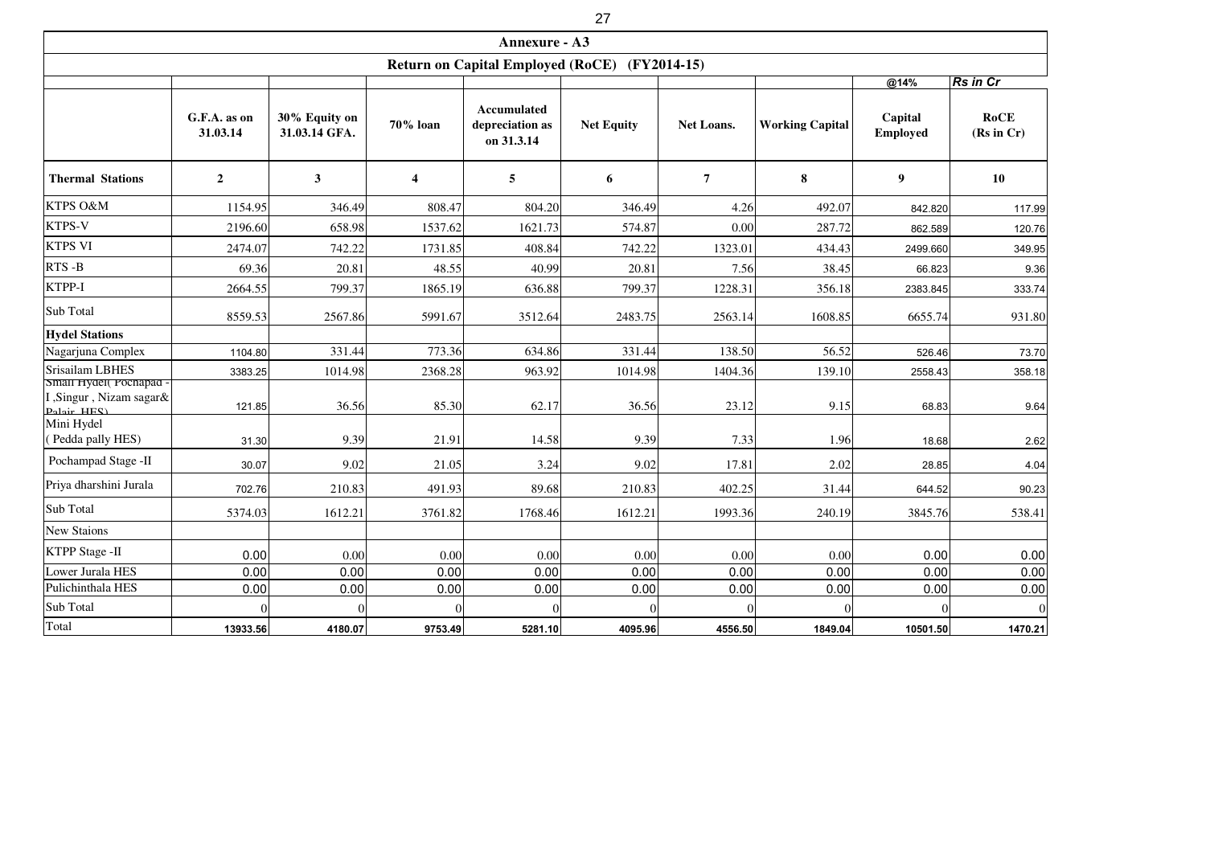# Annexure - A3

## Return on Capital Employed (RoCE) (FY2014-15)

| | | | | | | | | @14% | Rs in Cr |
|---|---|---|---|---|---|---|---|---|---|
| | G.F.A. as on 31.03.14 | 30% Equity on 31.03.14 GFA. | 70% loan | Accumulated depreciation as on 31.3.14 | Net Equity | Net Loans. | Working Capital | Capital Employed | RoCE (Rs in Cr) |
| **Thermal Stations** | **2** | **3** | **4** | **5** | **6** | **7** | **8** | **9** | **10** |
| KTPS O&M | 1154.95 | 346.49 | 808.47 | 804.20 | 346.49 | 4.26 | 492.07 | 842.820 | 117.99 |
| KTPS-V | 2196.60 | 658.98 | 1537.62 | 1621.73 | 574.87 | 0.00 | 287.72 | 862.589 | 120.76 |
| KTPS VI | 2474.07 | 742.22 | 1731.85 | 408.84 | 742.22 | 1323.01 | 434.43 | 2499.660 | 349.95 |
| RTS -B | 69.36 | 20.81 | 48.55 | 40.99 | 20.81 | 7.56 | 38.45 | 66.823 | 9.36 |
| KTPP-I | 2664.55 | 799.37 | 1865.19 | 636.88 | 799.37 | 1228.31 | 356.18 | 2383.845 | 333.74 |
| Sub Total | 8559.53 | 2567.86 | 5991.67 | 3512.64 | 2483.75 | 2563.14 | 1608.85 | 6655.74 | 931.80 |
| **Hydel Stations** | | | | | | | | | |
| Nagarjuna Complex | 1104.80 | 331.44 | 773.36 | 634.86 | 331.44 | 138.50 | 56.52 | 526.46 | 73.70 |
| Srisailam LBHES | 3383.25 | 1014.98 | 2368.28 | 963.92 | 1014.98 | 1404.36 | 139.10 | 2558.43 | 358.18 |
| Small Hydel( Pochapad - I ,Singur , Nizam sagar& Palair HES) | 121.85 | 36.56 | 85.30 | 62.17 | 36.56 | 23.12 | 9.15 | 68.83 | 9.64 |
| Mini Hydel ( Pedda pally HES) | 31.30 | 9.39 | 21.91 | 14.58 | 9.39 | 7.33 | 1.96 | 18.68 | 2.62 |
| Pochampad Stage -II | 30.07 | 9.02 | 21.05 | 3.24 | 9.02 | 17.81 | 2.02 | 28.85 | 4.04 |
| Priya dharshini Jurala | 702.76 | 210.83 | 491.93 | 89.68 | 210.83 | 402.25 | 31.44 | 644.52 | 90.23 |
| Sub Total | 5374.03 | 1612.21 | 3761.82 | 1768.46 | 1612.21 | 1993.36 | 240.19 | 3845.76 | 538.41 |
| New Staions | | | | | | | | | |
| KTPP Stage -II | 0.00 | 0.00 | 0.00 | 0.00 | 0.00 | 0.00 | 0.00 | 0.00 | 0.00 |
| Lower Jurala HES | 0.00 | 0.00 | 0.00 | 0.00 | 0.00 | 0.00 | 0.00 | 0.00 | 0.00 |
| Pulichinthala HES | 0.00 | 0.00 | 0.00 | 0.00 | 0.00 | 0.00 | 0.00 | 0.00 | 0.00 |
| Sub Total | 0 | 0 | 0 | 0 | 0 | 0 | 0 | 0 | 0 |
| Total | 13933.56 | 4180.07 | 9753.49 | 5281.10 | 4095.96 | 4556.50 | 1849.04 | 10501.50 | 1470.21 |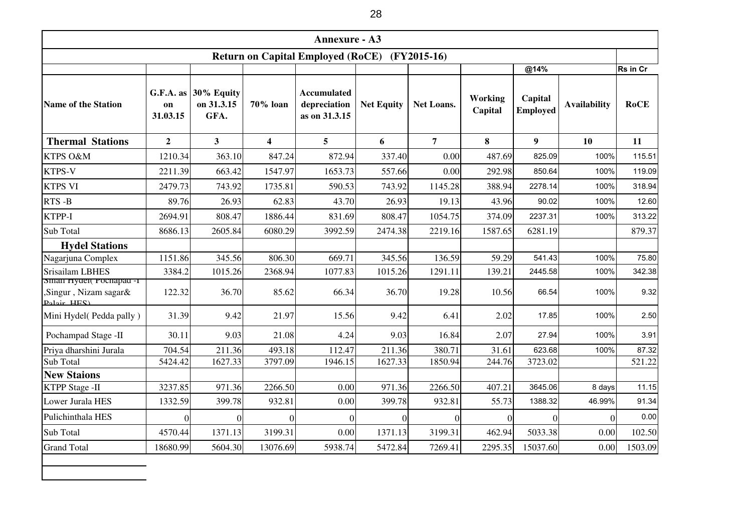## Annexure - A3

### Return on Capital Employed (RoCE) (FY2015-16)

| | | | | | | | | @14% | | Rs in Cr |
|---|---|---|---|---|---|---|---|---|---|---|
| **Name of the Station** | **G.F.A. as on 31.03.15** | **30% Equity on 31.3.15 GFA.** | **70% loan** | **Accumulated depreciation as on 31.3.15** | **Net Equity** | **Net Loans.** | **Working Capital** | **Capital Employed** | **Availability** | **RoCE** |
| **Thermal Stations** | **2** | **3** | **4** | **5** | **6** | **7** | **8** | **9** | **10** | **11** |
| KTPS O&M | 1210.34 | 363.10 | 847.24 | 872.94 | 337.40 | 0.00 | 487.69 | 825.09 | 100% | 115.51 |
| KTPS-V | 2211.39 | 663.42 | 1547.97 | 1653.73 | 557.66 | 0.00 | 292.98 | 850.64 | 100% | 119.09 |
| KTPS VI | 2479.73 | 743.92 | 1735.81 | 590.53 | 743.92 | 1145.28 | 388.94 | 2278.14 | 100% | 318.94 |
| RTS -B | 89.76 | 26.93 | 62.83 | 43.70 | 26.93 | 19.13 | 43.96 | 90.02 | 100% | 12.60 |
| KTPP-I | 2694.91 | 808.47 | 1886.44 | 831.69 | 808.47 | 1054.75 | 374.09 | 2237.31 | 100% | 313.22 |
| Sub Total | 8686.13 | 2605.84 | 6080.29 | 3992.59 | 2474.38 | 2219.16 | 1587.65 | 6281.19 | | 879.37 |
| **Hydel Stations** | | | | | | | | | | |
| Nagarjuna Complex | 1151.86 | 345.56 | 806.30 | 669.71 | 345.56 | 136.59 | 59.29 | 541.43 | 100% | 75.80 |
| Srisailam LBHES | 3384.2 | 1015.26 | 2368.94 | 1077.83 | 1015.26 | 1291.11 | 139.21 | 2445.58 | 100% | 342.38 |
| Small Hydel( Pochapad -I ,Singur , Nizam sagar& Palair HES) | 122.32 | 36.70 | 85.62 | 66.34 | 36.70 | 19.28 | 10.56 | 66.54 | 100% | 9.32 |
| Mini Hydel( Pedda pally ) | 31.39 | 9.42 | 21.97 | 15.56 | 9.42 | 6.41 | 2.02 | 17.85 | 100% | 2.50 |
| Pochampad Stage -II | 30.11 | 9.03 | 21.08 | 4.24 | 9.03 | 16.84 | 2.07 | 27.94 | 100% | 3.91 |
| Priya dharshini Jurala | 704.54 | 211.36 | 493.18 | 112.47 | 211.36 | 380.71 | 31.61 | 623.68 | 100% | 87.32 |
| Sub Total | 5424.42 | 1627.33 | 3797.09 | 1946.15 | 1627.33 | 1850.94 | 244.76 | 3723.02 | | 521.22 |
| **New Staions** | | | | | | | | | | |
| KTPP Stage -II | 3237.85 | 971.36 | 2266.50 | 0.00 | 971.36 | 2266.50 | 407.21 | 3645.06 | 8 days | 11.15 |
| Lower Jurala HES | 1332.59 | 399.78 | 932.81 | 0.00 | 399.78 | 932.81 | 55.73 | 1388.32 | 46.99% | 91.34 |
| Pulichinthala HES | 0 | 0 | 0 | 0 | 0 | 0 | 0 | 0 | 0 | 0.00 |
| Sub Total | 4570.44 | 1371.13 | 3199.31 | 0.00 | 1371.13 | 3199.31 | 462.94 | 5033.38 | 0.00 | 102.50 |
| Grand Total | 18680.99 | 5604.30 | 13076.69 | 5938.74 | 5472.84 | 7269.41 | 2295.35 | 15037.60 | 0.00 | 1503.09 |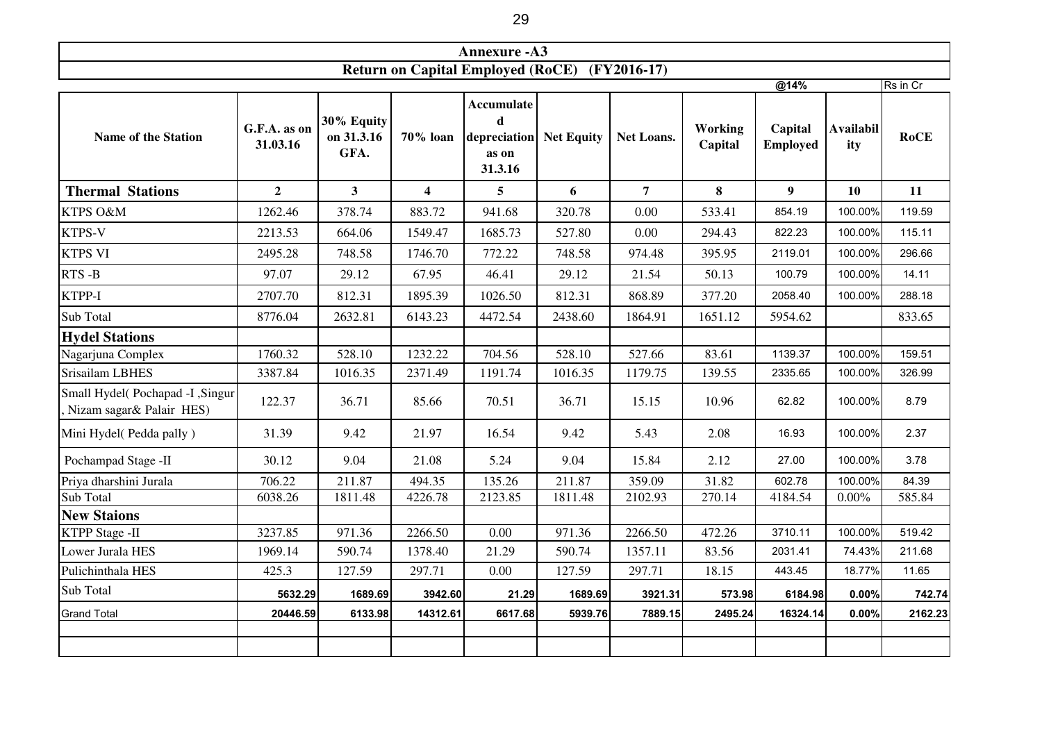# Annexure -A3

## Return on Capital Employed (RoCE) (FY2016-17)

| | | | | | | | | @14% | | Rs in Cr |
|---|---|---|---|---|---|---|---|---|---|---|
| **Name of the Station** | **G.F.A. as on 31.03.16** | **30% Equity on 31.3.16 GFA.** | **70% loan** | **Accumulated depreciation as on 31.3.16** | **Net Equity** | **Net Loans.** | **Working Capital** | **Capital Employed** | **Availability** | **RoCE** |
| **Thermal Stations** | **2** | **3** | **4** | **5** | **6** | **7** | **8** | **9** | **10** | **11** |
| KTPS O&M | 1262.46 | 378.74 | 883.72 | 941.68 | 320.78 | 0.00 | 533.41 | 854.19 | 100.00% | 119.59 |
| KTPS-V | 2213.53 | 664.06 | 1549.47 | 1685.73 | 527.80 | 0.00 | 294.43 | 822.23 | 100.00% | 115.11 |
| KTPS VI | 2495.28 | 748.58 | 1746.70 | 772.22 | 748.58 | 974.48 | 395.95 | 2119.01 | 100.00% | 296.66 |
| RTS -B | 97.07 | 29.12 | 67.95 | 46.41 | 29.12 | 21.54 | 50.13 | 100.79 | 100.00% | 14.11 |
| KTPP-I | 2707.70 | 812.31 | 1895.39 | 1026.50 | 812.31 | 868.89 | 377.20 | 2058.40 | 100.00% | 288.18 |
| Sub Total | 8776.04 | 2632.81 | 6143.23 | 4472.54 | 2438.60 | 1864.91 | 1651.12 | 5954.62 | | 833.65 |
| **Hydel Stations** | | | | | | | | | | |
| Nagarjuna Complex | 1760.32 | 528.10 | 1232.22 | 704.56 | 528.10 | 527.66 | 83.61 | 1139.37 | 100.00% | 159.51 |
| Srisailam LBHES | 3387.84 | 1016.35 | 2371.49 | 1191.74 | 1016.35 | 1179.75 | 139.55 | 2335.65 | 100.00% | 326.99 |
| Small Hydel( Pochapad -I ,Singur , Nizam sagar& Palair HES) | 122.37 | 36.71 | 85.66 | 70.51 | 36.71 | 15.15 | 10.96 | 62.82 | 100.00% | 8.79 |
| Mini Hydel( Pedda pally ) | 31.39 | 9.42 | 21.97 | 16.54 | 9.42 | 5.43 | 2.08 | 16.93 | 100.00% | 2.37 |
| Pochampad Stage -II | 30.12 | 9.04 | 21.08 | 5.24 | 9.04 | 15.84 | 2.12 | 27.00 | 100.00% | 3.78 |
| Priya dharshini Jurala | 706.22 | 211.87 | 494.35 | 135.26 | 211.87 | 359.09 | 31.82 | 602.78 | 100.00% | 84.39 |
| Sub Total | 6038.26 | 1811.48 | 4226.78 | 2123.85 | 1811.48 | 2102.93 | 270.14 | 4184.54 | 0.00% | 585.84 |
| **New Staions** | | | | | | | | | | |
| KTPP Stage -II | 3237.85 | 971.36 | 2266.50 | 0.00 | 971.36 | 2266.50 | 472.26 | 3710.11 | 100.00% | 519.42 |
| Lower Jurala HES | 1969.14 | 590.74 | 1378.40 | 21.29 | 590.74 | 1357.11 | 83.56 | 2031.41 | 74.43% | 211.68 |
| Pulichinthala HES | 425.3 | 127.59 | 297.71 | 0.00 | 127.59 | 297.71 | 18.15 | 443.45 | 18.77% | 11.65 |
| Sub Total | **5632.29** | **1689.69** | **3942.60** | **21.29** | **1689.69** | **3921.31** | **573.98** | **6184.98** | **0.00%** | **742.74** |
| Grand Total | **20446.59** | **6133.98** | **14312.61** | **6617.68** | **5939.76** | **7889.15** | **2495.24** | **16324.14** | **0.00%** | **2162.23** |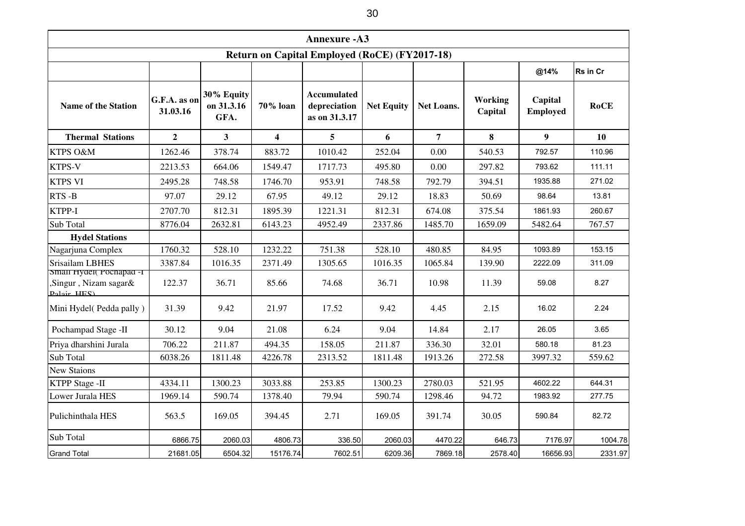## Annexure -A3

### Return on Capital Employed (RoCE) (FY2017-18)

| | | | | | | | | @14% | Rs in Cr |
|---|---|---|---|---|---|---|---|---|---|
| **Name of the Station** | **G.F.A. as on 31.03.16** | **30% Equity on 31.3.16 GFA.** | **70% loan** | **Accumulated depreciation as on 31.3.17** | **Net Equity** | **Net Loans.** | **Working Capital** | **Capital Employed** | **RoCE** |
| **Thermal Stations** | **2** | **3** | **4** | **5** | **6** | **7** | **8** | **9** | **10** |
| KTPS O&M | 1262.46 | 378.74 | 883.72 | 1010.42 | 252.04 | 0.00 | 540.53 | 792.57 | 110.96 |
| KTPS-V | 2213.53 | 664.06 | 1549.47 | 1717.73 | 495.80 | 0.00 | 297.82 | 793.62 | 111.11 |
| KTPS VI | 2495.28 | 748.58 | 1746.70 | 953.91 | 748.58 | 792.79 | 394.51 | 1935.88 | 271.02 |
| RTS -B | 97.07 | 29.12 | 67.95 | 49.12 | 29.12 | 18.83 | 50.69 | 98.64 | 13.81 |
| KTPP-I | 2707.70 | 812.31 | 1895.39 | 1221.31 | 812.31 | 674.08 | 375.54 | 1861.93 | 260.67 |
| Sub Total | 8776.04 | 2632.81 | 6143.23 | 4952.49 | 2337.86 | 1485.70 | 1659.09 | 5482.64 | 767.57 |
| **Hydel Stations** | | | | | | | | | |
| Nagarjuna Complex | 1760.32 | 528.10 | 1232.22 | 751.38 | 528.10 | 480.85 | 84.95 | 1093.89 | 153.15 |
| Srisailam LBHES | 3387.84 | 1016.35 | 2371.49 | 1305.65 | 1016.35 | 1065.84 | 139.90 | 2222.09 | 311.09 |
| Small Hydel( Pochapad -I ,Singur , Nizam sagar& Palair HES) | 122.37 | 36.71 | 85.66 | 74.68 | 36.71 | 10.98 | 11.39 | 59.08 | 8.27 |
| Mini Hydel( Pedda pally ) | 31.39 | 9.42 | 21.97 | 17.52 | 9.42 | 4.45 | 2.15 | 16.02 | 2.24 |
| Pochampad Stage -II | 30.12 | 9.04 | 21.08 | 6.24 | 9.04 | 14.84 | 2.17 | 26.05 | 3.65 |
| Priya dharshini Jurala | 706.22 | 211.87 | 494.35 | 158.05 | 211.87 | 336.30 | 32.01 | 580.18 | 81.23 |
| Sub Total | 6038.26 | 1811.48 | 4226.78 | 2313.52 | 1811.48 | 1913.26 | 272.58 | 3997.32 | 559.62 |
| New Staions | | | | | | | | | |
| KTPP Stage -II | 4334.11 | 1300.23 | 3033.88 | 253.85 | 1300.23 | 2780.03 | 521.95 | 4602.22 | 644.31 |
| Lower Jurala HES | 1969.14 | 590.74 | 1378.40 | 79.94 | 590.74 | 1298.46 | 94.72 | 1983.92 | 277.75 |
| Pulichinthala HES | 563.5 | 169.05 | 394.45 | 2.71 | 169.05 | 391.74 | 30.05 | 590.84 | 82.72 |
| Sub Total | 6866.75 | 2060.03 | 4806.73 | 336.50 | 2060.03 | 4470.22 | 646.73 | 7176.97 | 1004.78 |
| Grand Total | 21681.05 | 6504.32 | 15176.74 | 7602.51 | 6209.36 | 7869.18 | 2578.40 | 16656.93 | 2331.97 |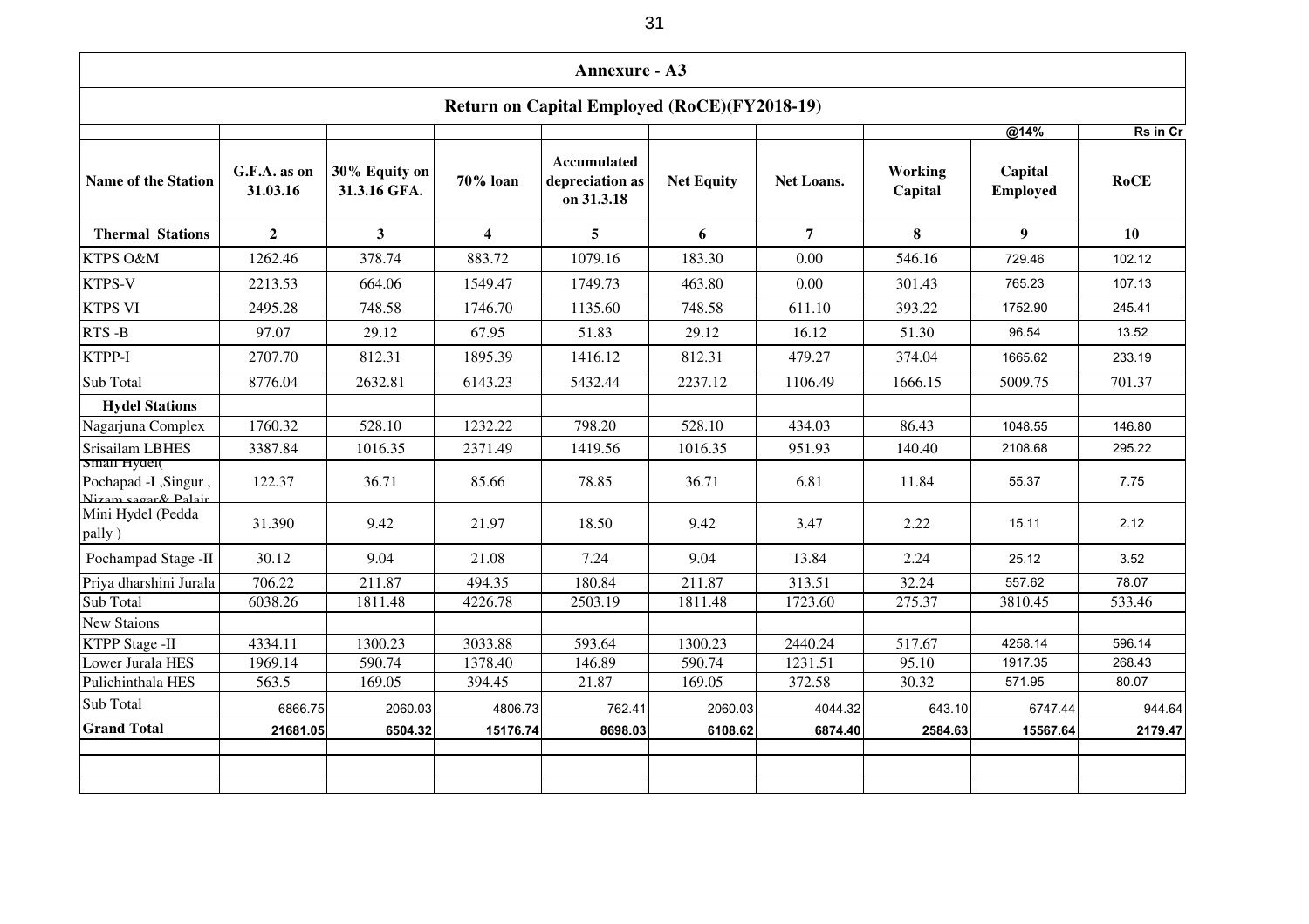## Annexure - A3

### Return on Capital Employed (RoCE)(FY2018-19)

| | | | | | | | | @14% | Rs in Cr |
|---|---|---|---|---|---|---|---|---|---|
| **Name of the Station** | **G.F.A. as on 31.03.16** | **30% Equity on 31.3.16 GFA.** | **70% loan** | **Accumulated depreciation as on 31.3.18** | **Net Equity** | **Net Loans.** | **Working Capital** | **Capital Employed** | **RoCE** |
| **Thermal Stations** | **2** | **3** | **4** | **5** | **6** | **7** | **8** | **9** | **10** |
| KTPS O&M | 1262.46 | 378.74 | 883.72 | 1079.16 | 183.30 | 0.00 | 546.16 | 729.46 | 102.12 |
| KTPS-V | 2213.53 | 664.06 | 1549.47 | 1749.73 | 463.80 | 0.00 | 301.43 | 765.23 | 107.13 |
| KTPS VI | 2495.28 | 748.58 | 1746.70 | 1135.60 | 748.58 | 611.10 | 393.22 | 1752.90 | 245.41 |
| RTS -B | 97.07 | 29.12 | 67.95 | 51.83 | 29.12 | 16.12 | 51.30 | 96.54 | 13.52 |
| KTPP-I | 2707.70 | 812.31 | 1895.39 | 1416.12 | 812.31 | 479.27 | 374.04 | 1665.62 | 233.19 |
| Sub Total | 8776.04 | 2632.81 | 6143.23 | 5432.44 | 2237.12 | 1106.49 | 1666.15 | 5009.75 | 701.37 |
| **Hydel Stations** | | | | | | | | | |
| Nagarjuna Complex | 1760.32 | 528.10 | 1232.22 | 798.20 | 528.10 | 434.03 | 86.43 | 1048.55 | 146.80 |
| Srisailam LBHES | 3387.84 | 1016.35 | 2371.49 | 1419.56 | 1016.35 | 951.93 | 140.40 | 2108.68 | 295.22 |
| Small Hydel( Pochapad -I ,Singur , Nizam sagar& Palair | 122.37 | 36.71 | 85.66 | 78.85 | 36.71 | 6.81 | 11.84 | 55.37 | 7.75 |
| Mini Hydel (Pedda pally ) | 31.390 | 9.42 | 21.97 | 18.50 | 9.42 | 3.47 | 2.22 | 15.11 | 2.12 |
| Pochampad Stage -II | 30.12 | 9.04 | 21.08 | 7.24 | 9.04 | 13.84 | 2.24 | 25.12 | 3.52 |
| Priya dharshini Jurala | 706.22 | 211.87 | 494.35 | 180.84 | 211.87 | 313.51 | 32.24 | 557.62 | 78.07 |
| Sub Total | 6038.26 | 1811.48 | 4226.78 | 2503.19 | 1811.48 | 1723.60 | 275.37 | 3810.45 | 533.46 |
| New Staions | | | | | | | | | |
| KTPP Stage -II | 4334.11 | 1300.23 | 3033.88 | 593.64 | 1300.23 | 2440.24 | 517.67 | 4258.14 | 596.14 |
| Lower Jurala HES | 1969.14 | 590.74 | 1378.40 | 146.89 | 590.74 | 1231.51 | 95.10 | 1917.35 | 268.43 |
| Pulichinthala HES | 563.5 | 169.05 | 394.45 | 21.87 | 169.05 | 372.58 | 30.32 | 571.95 | 80.07 |
| Sub Total | 6866.75 | 2060.03 | 4806.73 | 762.41 | 2060.03 | 4044.32 | 643.10 | 6747.44 | 944.64 |
| **Grand Total** | **21681.05** | **6504.32** | **15176.74** | **8698.03** | **6108.62** | **6874.40** | **2584.63** | **15567.64** | **2179.47** |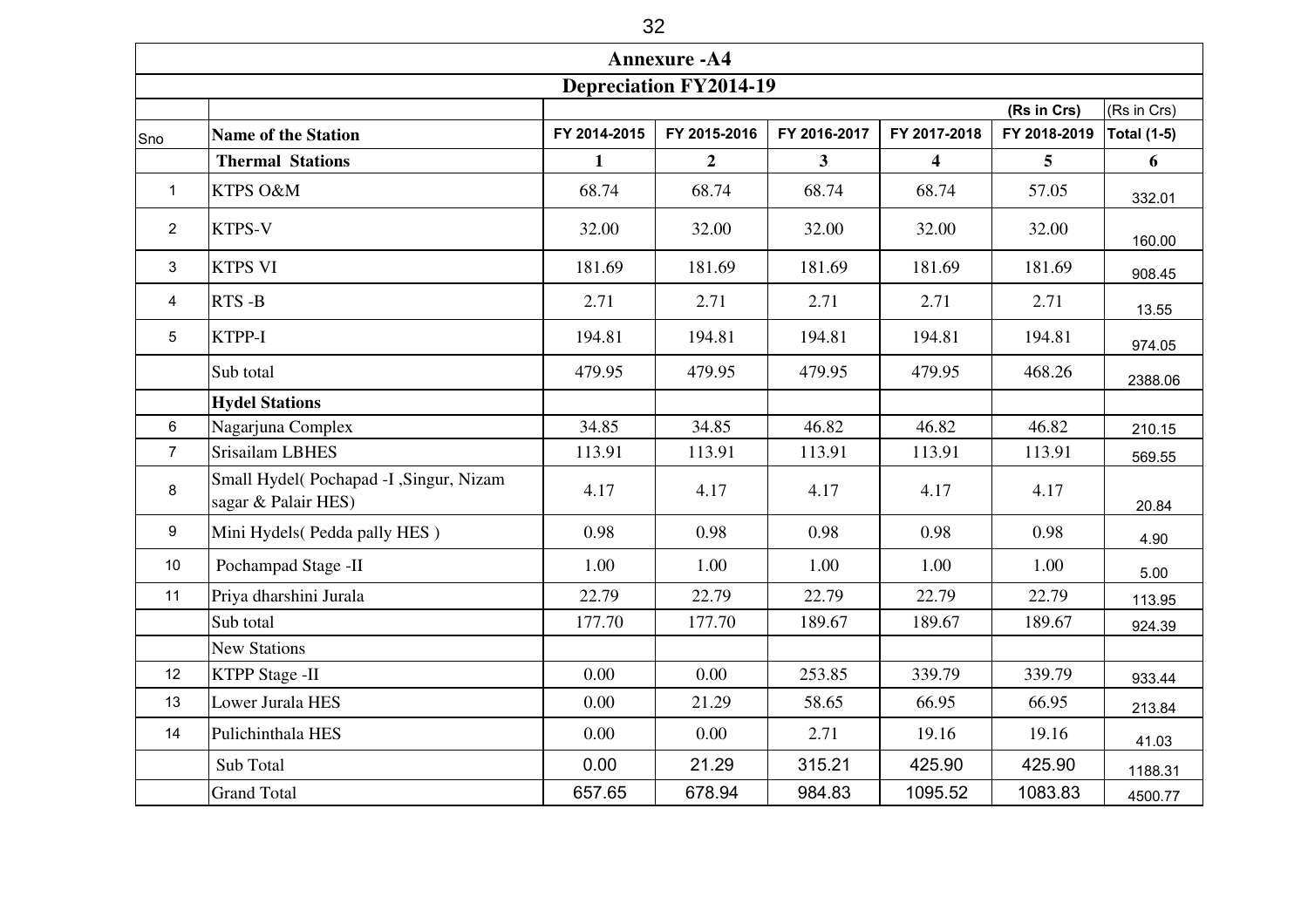## Annexure -A4

### Depreciation FY2014-19

| | | | | | | (Rs in Crs) | (Rs in Crs) |
|---|---|---|---|---|---|---|---|
| Sno | Name of the Station | FY 2014-2015 | FY 2015-2016 | FY 2016-2017 | FY 2017-2018 | FY 2018-2019 | Total (1-5) |
| | **Thermal Stations** | **1** | **2** | **3** | **4** | **5** | **6** |
| 1 | KTPS O&M | 68.74 | 68.74 | 68.74 | 68.74 | 57.05 | 332.01 |
| 2 | KTPS-V | 32.00 | 32.00 | 32.00 | 32.00 | 32.00 | 160.00 |
| 3 | KTPS VI | 181.69 | 181.69 | 181.69 | 181.69 | 181.69 | 908.45 |
| 4 | RTS -B | 2.71 | 2.71 | 2.71 | 2.71 | 2.71 | 13.55 |
| 5 | KTPP-I | 194.81 | 194.81 | 194.81 | 194.81 | 194.81 | 974.05 |
| | Sub total | 479.95 | 479.95 | 479.95 | 479.95 | 468.26 | 2388.06 |
| | **Hydel Stations** | | | | | | |
| 6 | Nagarjuna Complex | 34.85 | 34.85 | 46.82 | 46.82 | 46.82 | 210.15 |
| 7 | Srisailam LBHES | 113.91 | 113.91 | 113.91 | 113.91 | 113.91 | 569.55 |
| 8 | Small Hydel( Pochapad -I ,Singur, Nizam sagar & Palair HES) | 4.17 | 4.17 | 4.17 | 4.17 | 4.17 | 20.84 |
| 9 | Mini Hydels( Pedda pally HES ) | 0.98 | 0.98 | 0.98 | 0.98 | 0.98 | 4.90 |
| 10 | Pochampad Stage -II | 1.00 | 1.00 | 1.00 | 1.00 | 1.00 | 5.00 |
| 11 | Priya dharshini Jurala | 22.79 | 22.79 | 22.79 | 22.79 | 22.79 | 113.95 |
| | Sub total | 177.70 | 177.70 | 189.67 | 189.67 | 189.67 | 924.39 |
| | New Stations | | | | | | |
| 12 | KTPP Stage -II | 0.00 | 0.00 | 253.85 | 339.79 | 339.79 | 933.44 |
| 13 | Lower Jurala HES | 0.00 | 21.29 | 58.65 | 66.95 | 66.95 | 213.84 |
| 14 | Pulichinthala HES | 0.00 | 0.00 | 2.71 | 19.16 | 19.16 | 41.03 |
| | Sub Total | 0.00 | 21.29 | 315.21 | 425.90 | 425.90 | 1188.31 |
| | Grand Total | 657.65 | 678.94 | 984.83 | 1095.52 | 1083.83 | 4500.77 |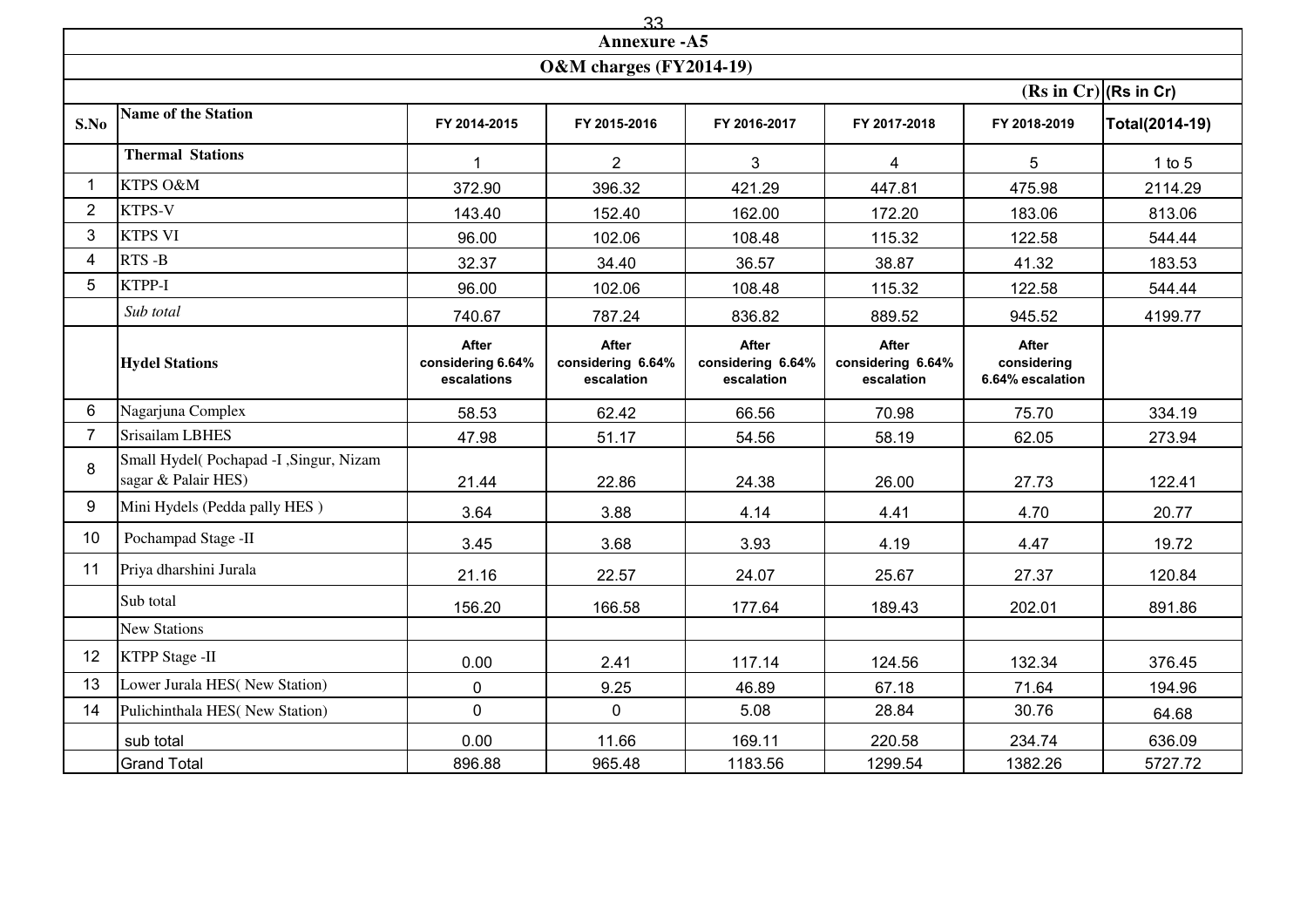## Annexure -A5

### O&M charges (FY2014-19)

| S.No | Name of the Station | FY 2014-2015 | FY 2015-2016 | FY 2016-2017 | FY 2017-2018 | FY 2018-2019 | Total(2014-19) |
|---|---|---|---|---|---|---|---|
| | | | | | | (Rs in Cr) | (Rs in Cr) |
| | **Thermal Stations** | 1 | 2 | 3 | 4 | 5 | 1 to 5 |
| 1 | KTPS O&M | 372.90 | 396.32 | 421.29 | 447.81 | 475.98 | 2114.29 |
| 2 | KTPS-V | 143.40 | 152.40 | 162.00 | 172.20 | 183.06 | 813.06 |
| 3 | KTPS VI | 96.00 | 102.06 | 108.48 | 115.32 | 122.58 | 544.44 |
| 4 | RTS -B | 32.37 | 34.40 | 36.57 | 38.87 | 41.32 | 183.53 |
| 5 | KTPP-I | 96.00 | 102.06 | 108.48 | 115.32 | 122.58 | 544.44 |
| | *Sub total* | 740.67 | 787.24 | 836.82 | 889.52 | 945.52 | 4199.77 |
| | **Hydel Stations** | **After considering 6.64% escalations** | **After considering 6.64% escalation** | **After considering 6.64% escalation** | **After considering 6.64% escalation** | **After considering 6.64% escalation** | |
| 6 | Nagarjuna Complex | 58.53 | 62.42 | 66.56 | 70.98 | 75.70 | 334.19 |
| 7 | Srisailam LBHES | 47.98 | 51.17 | 54.56 | 58.19 | 62.05 | 273.94 |
| 8 | Small Hydel( Pochapad -I ,Singur, Nizam sagar & Palair HES) | 21.44 | 22.86 | 24.38 | 26.00 | 27.73 | 122.41 |
| 9 | Mini Hydels (Pedda pally HES ) | 3.64 | 3.88 | 4.14 | 4.41 | 4.70 | 20.77 |
| 10 | Pochampad Stage -II | 3.45 | 3.68 | 3.93 | 4.19 | 4.47 | 19.72 |
| 11 | Priya dharshini Jurala | 21.16 | 22.57 | 24.07 | 25.67 | 27.37 | 120.84 |
| | Sub total | 156.20 | 166.58 | 177.64 | 189.43 | 202.01 | 891.86 |
| | New Stations | | | | | | |
| 12 | KTPP Stage -II | 0.00 | 2.41 | 117.14 | 124.56 | 132.34 | 376.45 |
| 13 | Lower Jurala HES( New Station) | 0 | 9.25 | 46.89 | 67.18 | 71.64 | 194.96 |
| 14 | Pulichinthala HES( New Station) | 0 | 0 | 5.08 | 28.84 | 30.76 | 64.68 |
| | sub total | 0.00 | 11.66 | 169.11 | 220.58 | 234.74 | 636.09 |
| | Grand Total | 896.88 | 965.48 | 1183.56 | 1299.54 | 1382.26 | 5727.72 |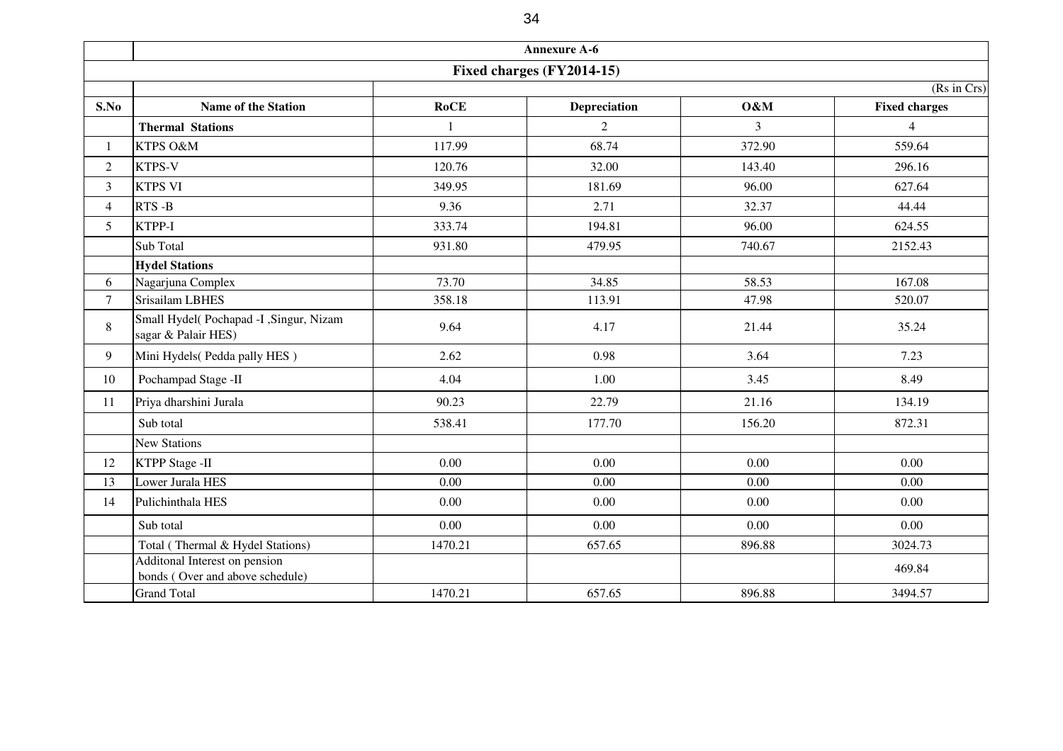## Annexure A-6

### Fixed charges (FY2014-15)

(Rs in Crs)

| S.No | Name of the Station | RoCE | Depreciation | O&M | Fixed charges |
|---|---|---|---|---|---|
| | **Thermal Stations** | 1 | 2 | 3 | 4 |
| 1 | KTPS O&M | 117.99 | 68.74 | 372.90 | 559.64 |
| 2 | KTPS-V | 120.76 | 32.00 | 143.40 | 296.16 |
| 3 | KTPS VI | 349.95 | 181.69 | 96.00 | 627.64 |
| 4 | RTS -B | 9.36 | 2.71 | 32.37 | 44.44 |
| 5 | KTPP-I | 333.74 | 194.81 | 96.00 | 624.55 |
| | Sub Total | 931.80 | 479.95 | 740.67 | 2152.43 |
| | **Hydel Stations** | | | | |
| 6 | Nagarjuna Complex | 73.70 | 34.85 | 58.53 | 167.08 |
| 7 | Srisailam LBHES | 358.18 | 113.91 | 47.98 | 520.07 |
| 8 | Small Hydel( Pochapad -I ,Singur, Nizam sagar & Palair HES) | 9.64 | 4.17 | 21.44 | 35.24 |
| 9 | Mini Hydels( Pedda pally HES ) | 2.62 | 0.98 | 3.64 | 7.23 |
| 10 | Pochampad Stage -II | 4.04 | 1.00 | 3.45 | 8.49 |
| 11 | Priya dharshini Jurala | 90.23 | 22.79 | 21.16 | 134.19 |
| | Sub total | 538.41 | 177.70 | 156.20 | 872.31 |
| | New Stations | | | | |
| 12 | KTPP Stage -II | 0.00 | 0.00 | 0.00 | 0.00 |
| 13 | Lower Jurala HES | 0.00 | 0.00 | 0.00 | 0.00 |
| 14 | Pulichinthala HES | 0.00 | 0.00 | 0.00 | 0.00 |
| | Sub total | 0.00 | 0.00 | 0.00 | 0.00 |
| | Total ( Thermal & Hydel Stations) | 1470.21 | 657.65 | 896.88 | 3024.73 |
| | Additonal Interest on pension bonds ( Over and above schedule) | | | | 469.84 |
| | Grand Total | 1470.21 | 657.65 | 896.88 | 3494.57 |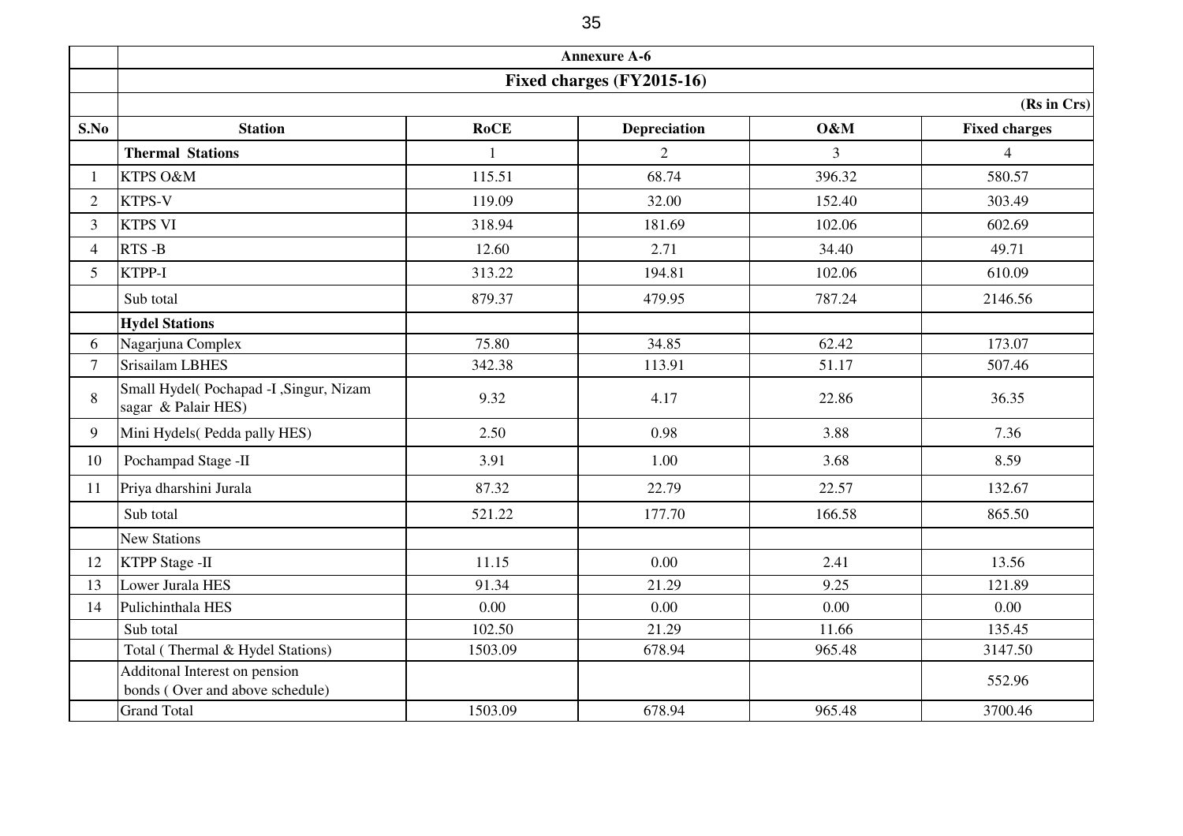## Annexure A-6

### Fixed charges (FY2015-16)

(Rs in Crs)

| S.No | Station | RoCE | Depreciation | O&M | Fixed charges |
|---|---|---|---|---|---|
| | **Thermal Stations** | 1 | 2 | 3 | 4 |
| 1 | KTPS O&M | 115.51 | 68.74 | 396.32 | 580.57 |
| 2 | KTPS-V | 119.09 | 32.00 | 152.40 | 303.49 |
| 3 | KTPS VI | 318.94 | 181.69 | 102.06 | 602.69 |
| 4 | RTS -B | 12.60 | 2.71 | 34.40 | 49.71 |
| 5 | KTPP-I | 313.22 | 194.81 | 102.06 | 610.09 |
| | Sub total | 879.37 | 479.95 | 787.24 | 2146.56 |
| | **Hydel Stations** | | | | |
| 6 | Nagarjuna Complex | 75.80 | 34.85 | 62.42 | 173.07 |
| 7 | Srisailam LBHES | 342.38 | 113.91 | 51.17 | 507.46 |
| 8 | Small Hydel( Pochapad -I ,Singur, Nizam sagar & Palair HES) | 9.32 | 4.17 | 22.86 | 36.35 |
| 9 | Mini Hydels( Pedda pally HES) | 2.50 | 0.98 | 3.88 | 7.36 |
| 10 | Pochampad Stage -II | 3.91 | 1.00 | 3.68 | 8.59 |
| 11 | Priya dharshini Jurala | 87.32 | 22.79 | 22.57 | 132.67 |
| | Sub total | 521.22 | 177.70 | 166.58 | 865.50 |
| | New Stations | | | | |
| 12 | KTPP Stage -II | 11.15 | 0.00 | 2.41 | 13.56 |
| 13 | Lower Jurala HES | 91.34 | 21.29 | 9.25 | 121.89 |
| 14 | Pulichinthala HES | 0.00 | 0.00 | 0.00 | 0.00 |
| | Sub total | 102.50 | 21.29 | 11.66 | 135.45 |
| | Total ( Thermal & Hydel Stations) | 1503.09 | 678.94 | 965.48 | 3147.50 |
| | Additonal Interest on pension bonds ( Over and above schedule) | | | | 552.96 |
| | Grand Total | 1503.09 | 678.94 | 965.48 | 3700.46 |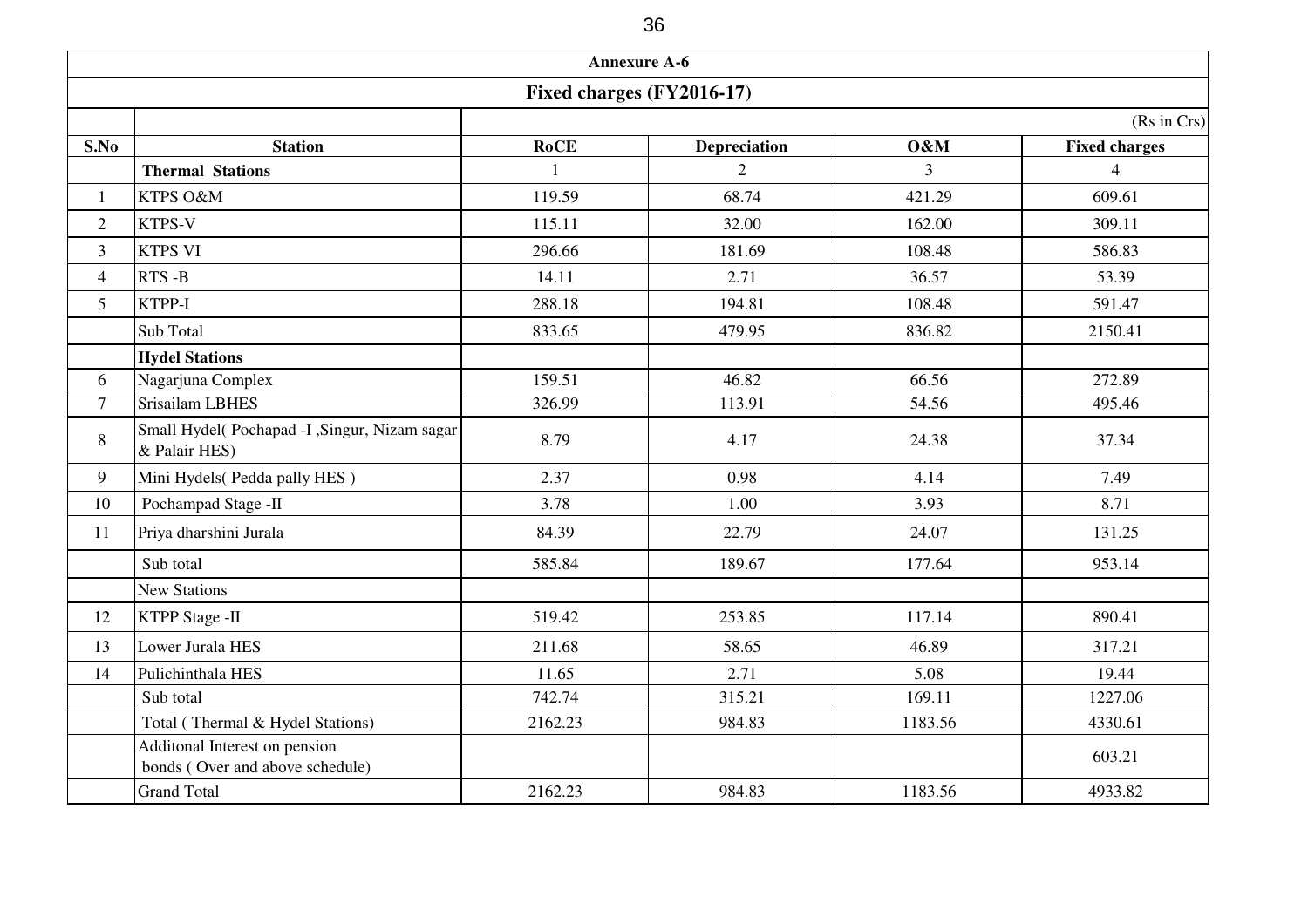## Annexure A-6

### Fixed charges (FY2016-17)

(Rs in Crs)

| S.No | Station | RoCE | Depreciation | O&M | Fixed charges |
|---|---|---|---|---|---|
| | **Thermal Stations** | 1 | 2 | 3 | 4 |
| 1 | KTPS O&M | 119.59 | 68.74 | 421.29 | 609.61 |
| 2 | KTPS-V | 115.11 | 32.00 | 162.00 | 309.11 |
| 3 | KTPS VI | 296.66 | 181.69 | 108.48 | 586.83 |
| 4 | RTS -B | 14.11 | 2.71 | 36.57 | 53.39 |
| 5 | KTPP-I | 288.18 | 194.81 | 108.48 | 591.47 |
| | Sub Total | 833.65 | 479.95 | 836.82 | 2150.41 |
| | **Hydel Stations** | | | | |
| 6 | Nagarjuna Complex | 159.51 | 46.82 | 66.56 | 272.89 |
| 7 | Srisailam LBHES | 326.99 | 113.91 | 54.56 | 495.46 |
| 8 | Small Hydel( Pochapad -I ,Singur, Nizam sagar & Palair HES) | 8.79 | 4.17 | 24.38 | 37.34 |
| 9 | Mini Hydels( Pedda pally HES ) | 2.37 | 0.98 | 4.14 | 7.49 |
| 10 | Pochampad Stage -II | 3.78 | 1.00 | 3.93 | 8.71 |
| 11 | Priya dharshini Jurala | 84.39 | 22.79 | 24.07 | 131.25 |
| | Sub total | 585.84 | 189.67 | 177.64 | 953.14 |
| | New Stations | | | | |
| 12 | KTPP Stage -II | 519.42 | 253.85 | 117.14 | 890.41 |
| 13 | Lower Jurala HES | 211.68 | 58.65 | 46.89 | 317.21 |
| 14 | Pulichinthala HES | 11.65 | 2.71 | 5.08 | 19.44 |
| | Sub total | 742.74 | 315.21 | 169.11 | 1227.06 |
| | Total ( Thermal & Hydel Stations) | 2162.23 | 984.83 | 1183.56 | 4330.61 |
| | Additonal Interest on pension bonds ( Over and above schedule) | | | | 603.21 |
| | Grand Total | 2162.23 | 984.83 | 1183.56 | 4933.82 |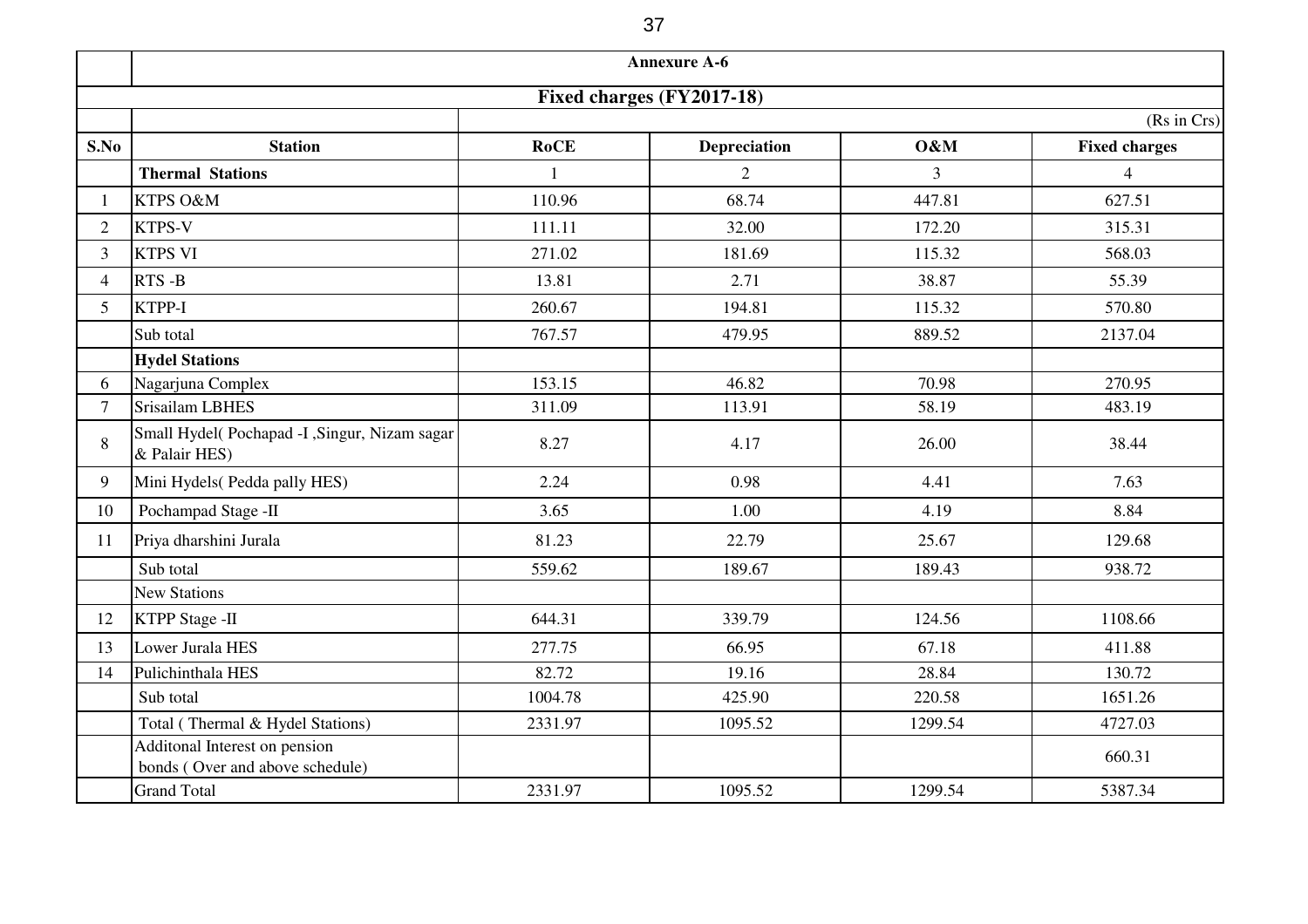## Annexure A-6

### Fixed charges (FY2017-18)

(Rs in Crs)

| S.No | Station | RoCE | Depreciation | O&M | Fixed charges |
|---|---|---|---|---|---|
| | **Thermal Stations** | 1 | 2 | 3 | 4 |
| 1 | KTPS O&M | 110.96 | 68.74 | 447.81 | 627.51 |
| 2 | KTPS-V | 111.11 | 32.00 | 172.20 | 315.31 |
| 3 | KTPS VI | 271.02 | 181.69 | 115.32 | 568.03 |
| 4 | RTS -B | 13.81 | 2.71 | 38.87 | 55.39 |
| 5 | KTPP-I | 260.67 | 194.81 | 115.32 | 570.80 |
| | Sub total | 767.57 | 479.95 | 889.52 | 2137.04 |
| | **Hydel Stations** | | | | |
| 6 | Nagarjuna Complex | 153.15 | 46.82 | 70.98 | 270.95 |
| 7 | Srisailam LBHES | 311.09 | 113.91 | 58.19 | 483.19 |
| 8 | Small Hydel( Pochapad -I ,Singur, Nizam sagar & Palair HES) | 8.27 | 4.17 | 26.00 | 38.44 |
| 9 | Mini Hydels( Pedda pally HES) | 2.24 | 0.98 | 4.41 | 7.63 |
| 10 | Pochampad Stage -II | 3.65 | 1.00 | 4.19 | 8.84 |
| 11 | Priya dharshini Jurala | 81.23 | 22.79 | 25.67 | 129.68 |
| | Sub total | 559.62 | 189.67 | 189.43 | 938.72 |
| | New Stations | | | | |
| 12 | KTPP Stage -II | 644.31 | 339.79 | 124.56 | 1108.66 |
| 13 | Lower Jurala HES | 277.75 | 66.95 | 67.18 | 411.88 |
| 14 | Pulichinthala HES | 82.72 | 19.16 | 28.84 | 130.72 |
| | Sub total | 1004.78 | 425.90 | 220.58 | 1651.26 |
| | Total ( Thermal & Hydel Stations) | 2331.97 | 1095.52 | 1299.54 | 4727.03 |
| | Additonal Interest on pension bonds ( Over and above schedule) | | | | 660.31 |
| | Grand Total | 2331.97 | 1095.52 | 1299.54 | 5387.34 |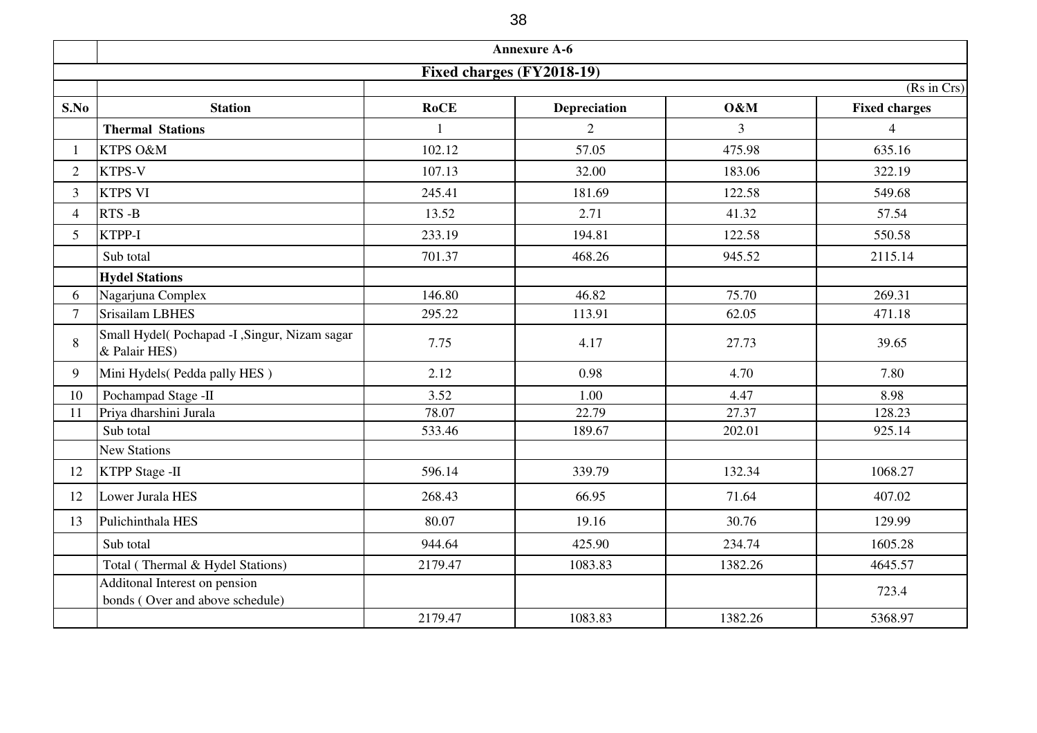| | Annexure A-6 | | | | |
|---|---|---|---|---|---|
| | **Fixed charges (FY2018-19)** | | | | |
| | | | | | (Rs in Crs) |
| **S.No** | **Station** | **RoCE** | **Depreciation** | **O&M** | **Fixed charges** |
| | **Thermal Stations** | 1 | 2 | 3 | 4 |
| 1 | KTPS O&M | 102.12 | 57.05 | 475.98 | 635.16 |
| 2 | KTPS-V | 107.13 | 32.00 | 183.06 | 322.19 |
| 3 | KTPS VI | 245.41 | 181.69 | 122.58 | 549.68 |
| 4 | RTS -B | 13.52 | 2.71 | 41.32 | 57.54 |
| 5 | KTPP-I | 233.19 | 194.81 | 122.58 | 550.58 |
| | Sub total | 701.37 | 468.26 | 945.52 | 2115.14 |
| | **Hydel Stations** | | | | |
| 6 | Nagarjuna Complex | 146.80 | 46.82 | 75.70 | 269.31 |
| 7 | Srisailam LBHES | 295.22 | 113.91 | 62.05 | 471.18 |
| 8 | Small Hydel( Pochapad -I ,Singur, Nizam sagar & Palair HES) | 7.75 | 4.17 | 27.73 | 39.65 |
| 9 | Mini Hydels( Pedda pally HES ) | 2.12 | 0.98 | 4.70 | 7.80 |
| 10 | Pochampad Stage -II | 3.52 | 1.00 | 4.47 | 8.98 |
| 11 | Priya dharshini Jurala | 78.07 | 22.79 | 27.37 | 128.23 |
| | Sub total | 533.46 | 189.67 | 202.01 | 925.14 |
| | New Stations | | | | |
| 12 | KTPP Stage -II | 596.14 | 339.79 | 132.34 | 1068.27 |
| 12 | Lower Jurala HES | 268.43 | 66.95 | 71.64 | 407.02 |
| 13 | Pulichinthala HES | 80.07 | 19.16 | 30.76 | 129.99 |
| | Sub total | 944.64 | 425.90 | 234.74 | 1605.28 |
| | Total ( Thermal & Hydel Stations) | 2179.47 | 1083.83 | 1382.26 | 4645.57 |
| | Additonal Interest on pension bonds ( Over and above schedule) | | | | 723.4 |
| | | 2179.47 | 1083.83 | 1382.26 | 5368.97 |